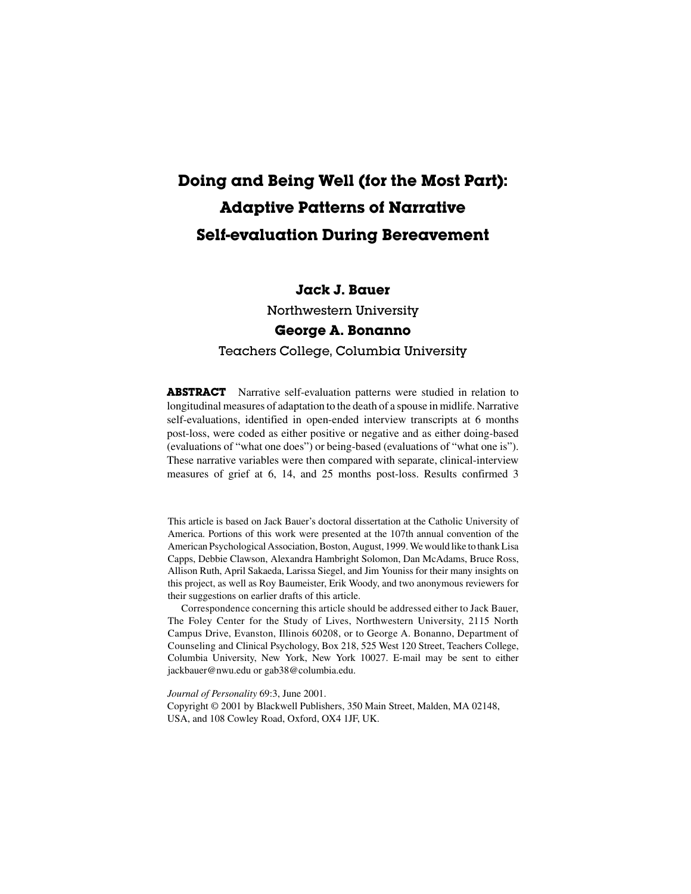# Doing and Being Well (for the Most Part): Adaptive Patterns of Narrative Self-evaluation During Bereavement

**Jack J. Bauer**

Northwestern University

**George A. Bonanno**

Teachers College, Columbia University

**ABSTRACT** Narrative self-evaluation patterns were studied in relation to longitudinal measures of adaptation to the death of a spouse in midlife. Narrative self-evaluations, identified in open-ended interview transcripts at 6 months post-loss, were coded as either positive or negative and as either doing-based (evaluations of "what one does") or being-based (evaluations of "what one is"). These narrative variables were then compared with separate, clinical-interview measures of grief at 6, 14, and 25 months post-loss. Results confirmed 3

This article is based on Jack Bauer's doctoral dissertation at the Catholic University of America. Portions of this work were presented at the 107th annual convention of the American Psychological Association, Boston, August, 1999. We would like to thank Lisa Capps, Debbie Clawson, Alexandra Hambright Solomon, Dan McAdams, Bruce Ross, Allison Ruth, April Sakaeda, Larissa Siegel, and Jim Youniss for their many insights on this project, as well as Roy Baumeister, Erik Woody, and two anonymous reviewers for their suggestions on earlier drafts of this article.

Correspondence concerning this article should be addressed either to Jack Bauer, The Foley Center for the Study of Lives, Northwestern University, 2115 North Campus Drive, Evanston, Illinois 60208, or to George A. Bonanno, Department of Counseling and Clinical Psychology, Box 218, 525 West 120 Street, Teachers College, Columbia University, New York, New York 10027. E-mail may be sent to either jackbauer@nwu.edu or gab38@columbia.edu.

*Journal of Personality* 69:3, June 2001.
Copyright © 2001 by Blackwell Publishers, 350 Main Street, Malden, MA 02148, USA, and 108 Cowley Road, Oxford, OX4 1JF, UK.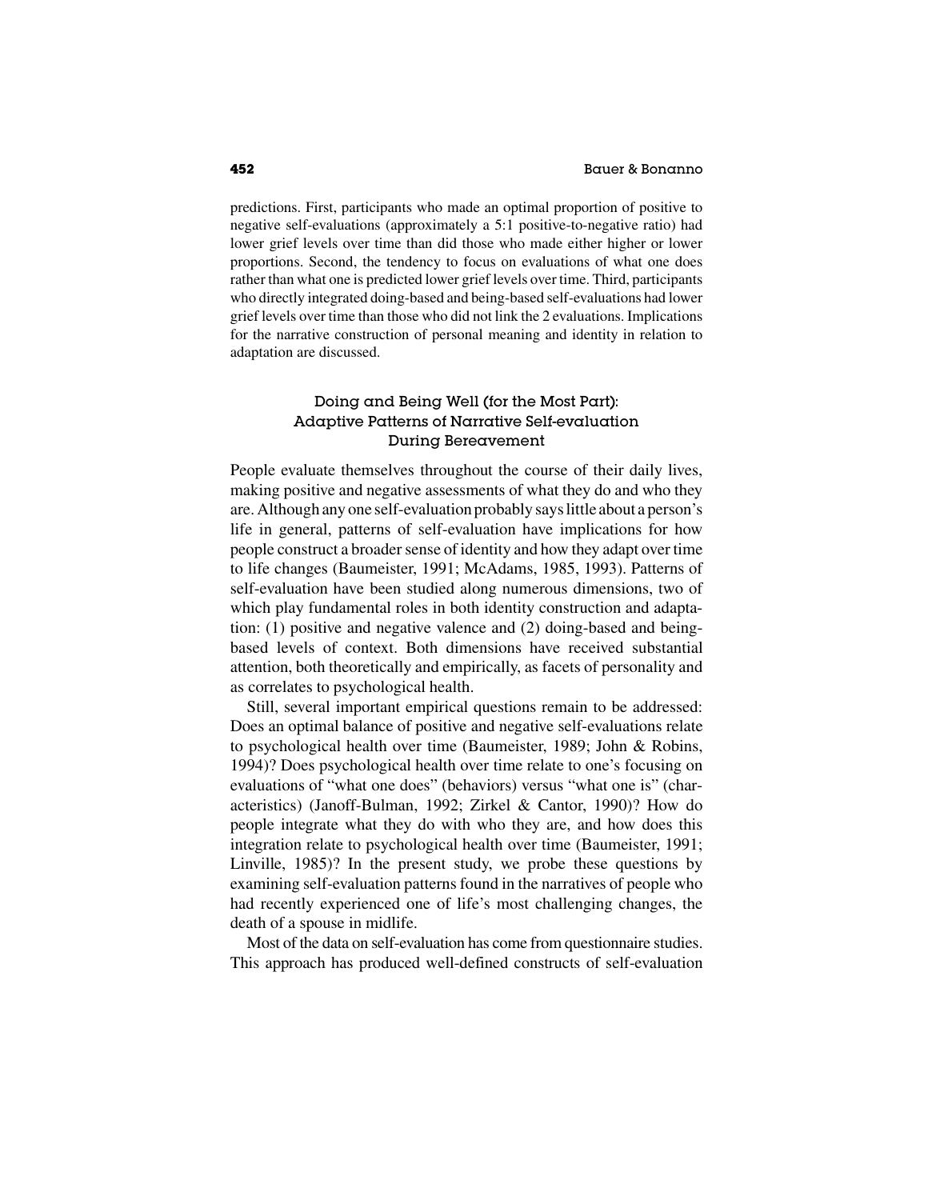predictions. First, participants who made an optimal proportion of positive to negative self-evaluations (approximately a 5:1 positive-to-negative ratio) had lower grief levels over time than did those who made either higher or lower proportions. Second, the tendency to focus on evaluations of what one does rather than what one is predicted lower grief levels over time. Third, participants who directly integrated doing-based and being-based self-evaluations had lower grief levels over time than those who did not link the 2 evaluations. Implications for the narrative construction of personal meaning and identity in relation to adaptation are discussed.

## Doing and Being Well (for the Most Part): Adaptive Patterns of Narrative Self-evaluation During Bereavement

People evaluate themselves throughout the course of their daily lives, making positive and negative assessments of what they do and who they are. Although any one self-evaluation probably says little about a person's life in general, patterns of self-evaluation have implications for how people construct a broader sense of identity and how they adapt over time to life changes (Baumeister, 1991; McAdams, 1985, 1993). Patterns of self-evaluation have been studied along numerous dimensions, two of which play fundamental roles in both identity construction and adaptation: (1) positive and negative valence and (2) doing-based and being-based levels of context. Both dimensions have received substantial attention, both theoretically and empirically, as facets of personality and as correlates to psychological health.

Still, several important empirical questions remain to be addressed: Does an optimal balance of positive and negative self-evaluations relate to psychological health over time (Baumeister, 1989; John & Robins, 1994)? Does psychological health over time relate to one's focusing on evaluations of "what one does" (behaviors) versus "what one is" (characteristics) (Janoff-Bulman, 1992; Zirkel & Cantor, 1990)? How do people integrate what they do with who they are, and how does this integration relate to psychological health over time (Baumeister, 1991; Linville, 1985)? In the present study, we probe these questions by examining self-evaluation patterns found in the narratives of people who had recently experienced one of life's most challenging changes, the death of a spouse in midlife.

Most of the data on self-evaluation has come from questionnaire studies. This approach has produced well-defined constructs of self-evaluation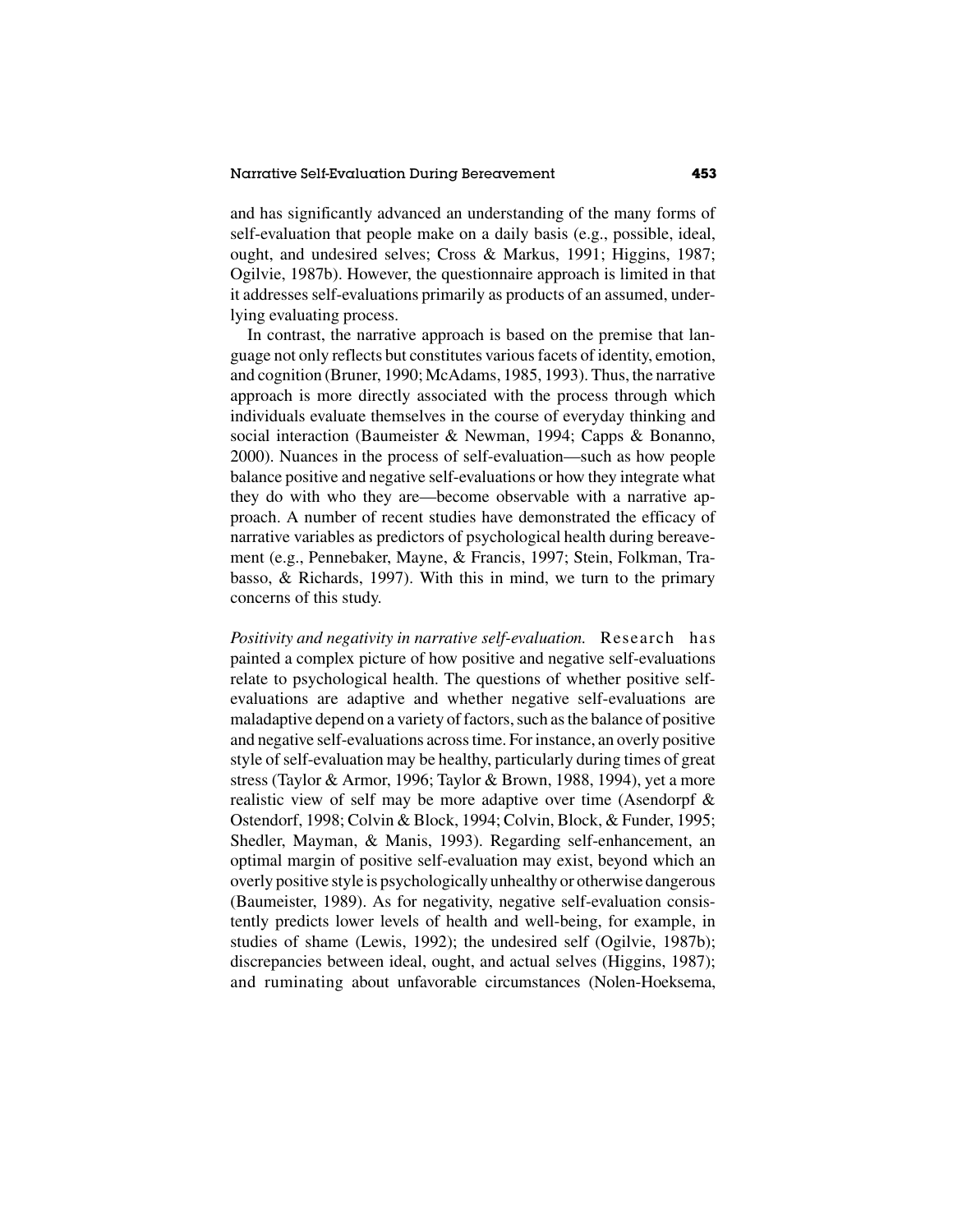and has significantly advanced an understanding of the many forms of self-evaluation that people make on a daily basis (e.g., possible, ideal, ought, and undesired selves; Cross & Markus, 1991; Higgins, 1987; Ogilvie, 1987b). However, the questionnaire approach is limited in that it addresses self-evaluations primarily as products of an assumed, underlying evaluating process.

In contrast, the narrative approach is based on the premise that language not only reflects but constitutes various facets of identity, emotion, and cognition (Bruner, 1990; McAdams, 1985, 1993). Thus, the narrative approach is more directly associated with the process through which individuals evaluate themselves in the course of everyday thinking and social interaction (Baumeister & Newman, 1994; Capps & Bonanno, 2000). Nuances in the process of self-evaluation—such as how people balance positive and negative self-evaluations or how they integrate what they do with who they are—become observable with a narrative approach. A number of recent studies have demonstrated the efficacy of narrative variables as predictors of psychological health during bereavement (e.g., Pennebaker, Mayne, & Francis, 1997; Stein, Folkman, Trabasso, & Richards, 1997). With this in mind, we turn to the primary concerns of this study.

*Positivity and negativity in narrative self-evaluation.* Research has painted a complex picture of how positive and negative self-evaluations relate to psychological health. The questions of whether positive self-evaluations are adaptive and whether negative self-evaluations are maladaptive depend on a variety of factors, such as the balance of positive and negative self-evaluations across time. For instance, an overly positive style of self-evaluation may be healthy, particularly during times of great stress (Taylor & Armor, 1996; Taylor & Brown, 1988, 1994), yet a more realistic view of self may be more adaptive over time (Asendorpf & Ostendorf, 1998; Colvin & Block, 1994; Colvin, Block, & Funder, 1995; Shedler, Mayman, & Manis, 1993). Regarding self-enhancement, an optimal margin of positive self-evaluation may exist, beyond which an overly positive style is psychologically unhealthy or otherwise dangerous (Baumeister, 1989). As for negativity, negative self-evaluation consistently predicts lower levels of health and well-being, for example, in studies of shame (Lewis, 1992); the undesired self (Ogilvie, 1987b); discrepancies between ideal, ought, and actual selves (Higgins, 1987); and ruminating about unfavorable circumstances (Nolen-Hoeksema,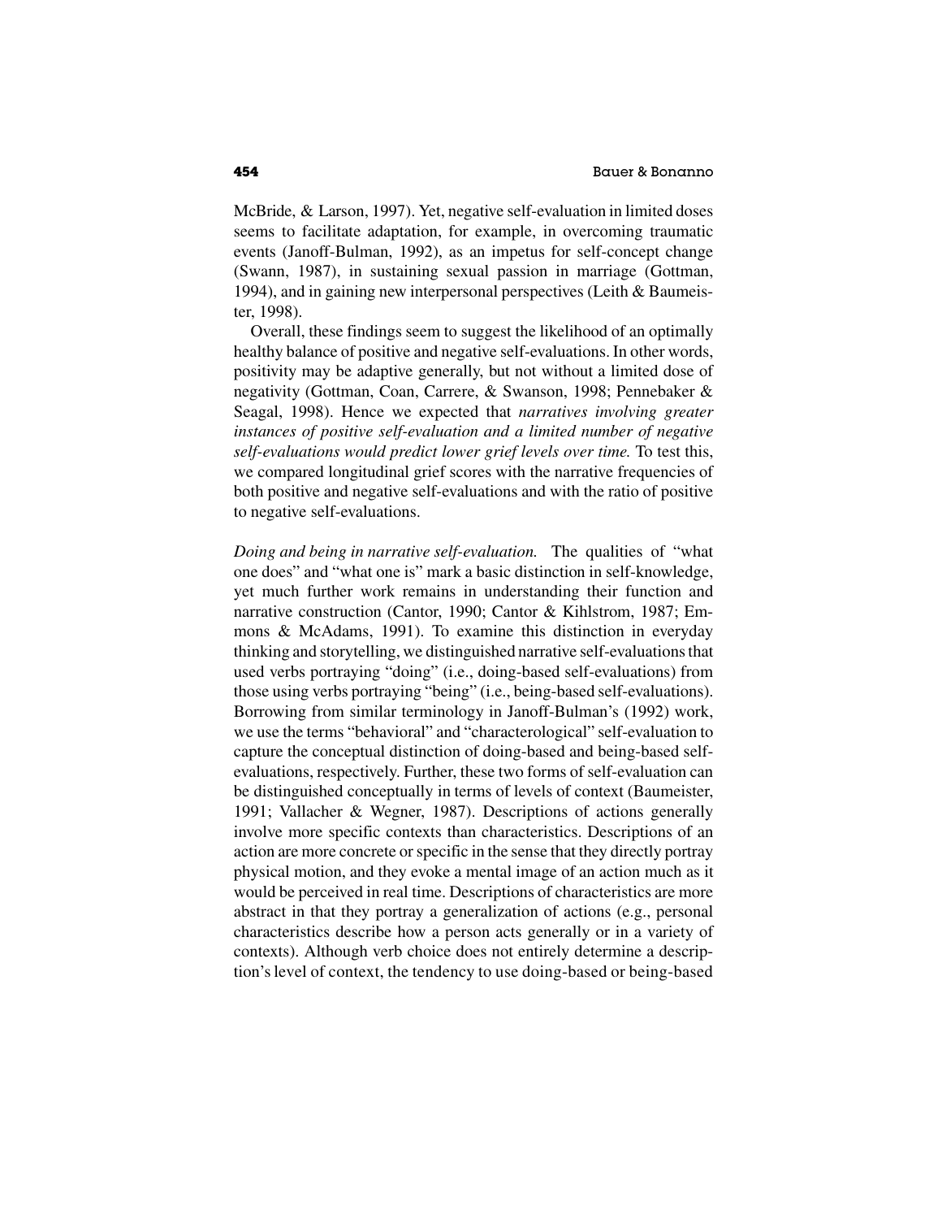McBride, & Larson, 1997). Yet, negative self-evaluation in limited doses seems to facilitate adaptation, for example, in overcoming traumatic events (Janoff-Bulman, 1992), as an impetus for self-concept change (Swann, 1987), in sustaining sexual passion in marriage (Gottman, 1994), and in gaining new interpersonal perspectives (Leith & Baumeister, 1998).

Overall, these findings seem to suggest the likelihood of an optimally healthy balance of positive and negative self-evaluations. In other words, positivity may be adaptive generally, but not without a limited dose of negativity (Gottman, Coan, Carrere, & Swanson, 1998; Pennebaker & Seagal, 1998). Hence we expected that *narratives involving greater instances of positive self-evaluation and a limited number of negative self-evaluations would predict lower grief levels over time.* To test this, we compared longitudinal grief scores with the narrative frequencies of both positive and negative self-evaluations and with the ratio of positive to negative self-evaluations.

*Doing and being in narrative self-evaluation.* The qualities of "what one does" and "what one is" mark a basic distinction in self-knowledge, yet much further work remains in understanding their function and narrative construction (Cantor, 1990; Cantor & Kihlstrom, 1987; Emmons & McAdams, 1991). To examine this distinction in everyday thinking and storytelling, we distinguished narrative self-evaluations that used verbs portraying "doing" (i.e., doing-based self-evaluations) from those using verbs portraying "being" (i.e., being-based self-evaluations). Borrowing from similar terminology in Janoff-Bulman's (1992) work, we use the terms "behavioral" and "characterological" self-evaluation to capture the conceptual distinction of doing-based and being-based self-evaluations, respectively. Further, these two forms of self-evaluation can be distinguished conceptually in terms of levels of context (Baumeister, 1991; Vallacher & Wegner, 1987). Descriptions of actions generally involve more specific contexts than characteristics. Descriptions of an action are more concrete or specific in the sense that they directly portray physical motion, and they evoke a mental image of an action much as it would be perceived in real time. Descriptions of characteristics are more abstract in that they portray a generalization of actions (e.g., personal characteristics describe how a person acts generally or in a variety of contexts). Although verb choice does not entirely determine a description's level of context, the tendency to use doing-based or being-based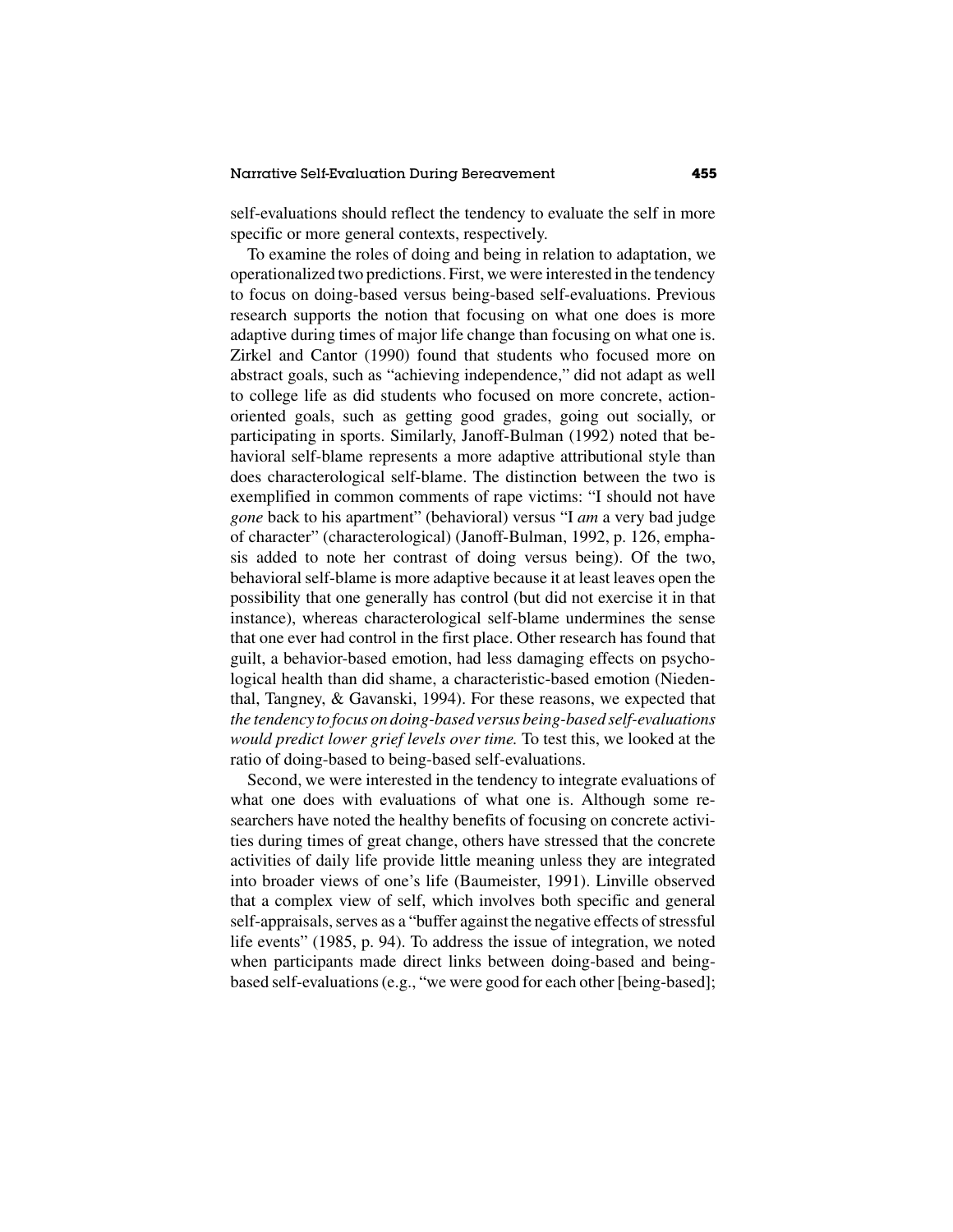self-evaluations should reflect the tendency to evaluate the self in more specific or more general contexts, respectively.

To examine the roles of doing and being in relation to adaptation, we operationalized two predictions. First, we were interested in the tendency to focus on doing-based versus being-based self-evaluations. Previous research supports the notion that focusing on what one does is more adaptive during times of major life change than focusing on what one is. Zirkel and Cantor (1990) found that students who focused more on abstract goals, such as "achieving independence," did not adapt as well to college life as did students who focused on more concrete, action-oriented goals, such as getting good grades, going out socially, or participating in sports. Similarly, Janoff-Bulman (1992) noted that behavioral self-blame represents a more adaptive attributional style than does characterological self-blame. The distinction between the two is exemplified in common comments of rape victims: "I should not have *gone* back to his apartment" (behavioral) versus "I *am* a very bad judge of character" (characterological) (Janoff-Bulman, 1992, p. 126, emphasis added to note her contrast of doing versus being). Of the two, behavioral self-blame is more adaptive because it at least leaves open the possibility that one generally has control (but did not exercise it in that instance), whereas characterological self-blame undermines the sense that one ever had control in the first place. Other research has found that guilt, a behavior-based emotion, had less damaging effects on psychological health than did shame, a characteristic-based emotion (Niedenthal, Tangney, & Gavanski, 1994). For these reasons, we expected that *the tendency to focus on doing-based versus being-based self-evaluations would predict lower grief levels over time.* To test this, we looked at the ratio of doing-based to being-based self-evaluations.

Second, we were interested in the tendency to integrate evaluations of what one does with evaluations of what one is. Although some researchers have noted the healthy benefits of focusing on concrete activities during times of great change, others have stressed that the concrete activities of daily life provide little meaning unless they are integrated into broader views of one's life (Baumeister, 1991). Linville observed that a complex view of self, which involves both specific and general self-appraisals, serves as a "buffer against the negative effects of stressful life events" (1985, p. 94). To address the issue of integration, we noted when participants made direct links between doing-based and being-based self-evaluations (e.g., "we were good for each other [being-based];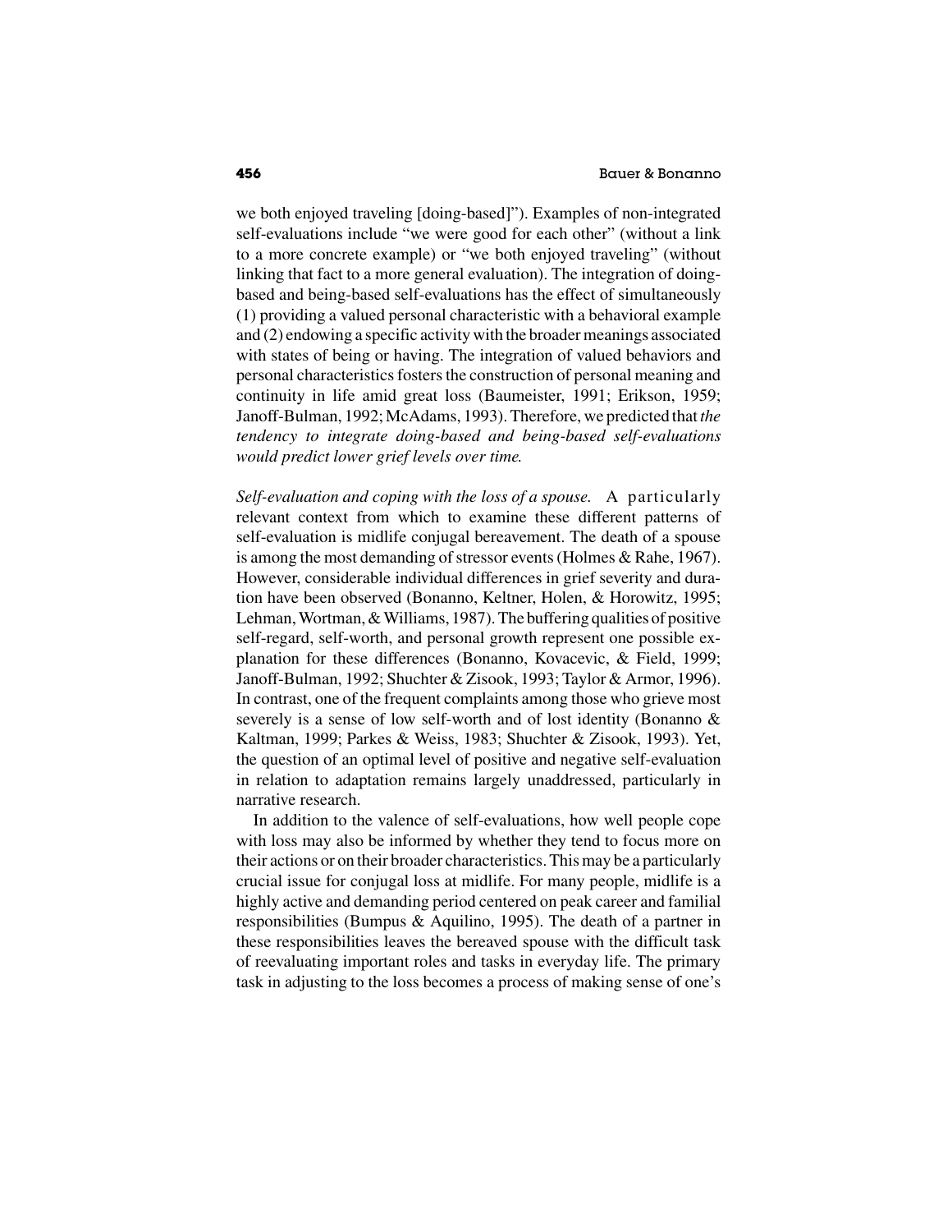we both enjoyed traveling [doing-based]"). Examples of non-integrated self-evaluations include "we were good for each other" (without a link to a more concrete example) or "we both enjoyed traveling" (without linking that fact to a more general evaluation). The integration of doing-based and being-based self-evaluations has the effect of simultaneously (1) providing a valued personal characteristic with a behavioral example and (2) endowing a specific activity with the broader meanings associated with states of being or having. The integration of valued behaviors and personal characteristics fosters the construction of personal meaning and continuity in life amid great loss (Baumeister, 1991; Erikson, 1959; Janoff-Bulman, 1992; McAdams, 1993). Therefore, we predicted that *the tendency to integrate doing-based and being-based self-evaluations would predict lower grief levels over time.*

*Self-evaluation and coping with the loss of a spouse.* A particularly relevant context from which to examine these different patterns of self-evaluation is midlife conjugal bereavement. The death of a spouse is among the most demanding of stressor events (Holmes & Rahe, 1967). However, considerable individual differences in grief severity and duration have been observed (Bonanno, Keltner, Holen, & Horowitz, 1995; Lehman, Wortman, & Williams, 1987). The buffering qualities of positive self-regard, self-worth, and personal growth represent one possible explanation for these differences (Bonanno, Kovacevic, & Field, 1999; Janoff-Bulman, 1992; Shuchter & Zisook, 1993; Taylor & Armor, 1996). In contrast, one of the frequent complaints among those who grieve most severely is a sense of low self-worth and of lost identity (Bonanno & Kaltman, 1999; Parkes & Weiss, 1983; Shuchter & Zisook, 1993). Yet, the question of an optimal level of positive and negative self-evaluation in relation to adaptation remains largely unaddressed, particularly in narrative research.

In addition to the valence of self-evaluations, how well people cope with loss may also be informed by whether they tend to focus more on their actions or on their broader characteristics. This may be a particularly crucial issue for conjugal loss at midlife. For many people, midlife is a highly active and demanding period centered on peak career and familial responsibilities (Bumpus & Aquilino, 1995). The death of a partner in these responsibilities leaves the bereaved spouse with the difficult task of reevaluating important roles and tasks in everyday life. The primary task in adjusting to the loss becomes a process of making sense of one's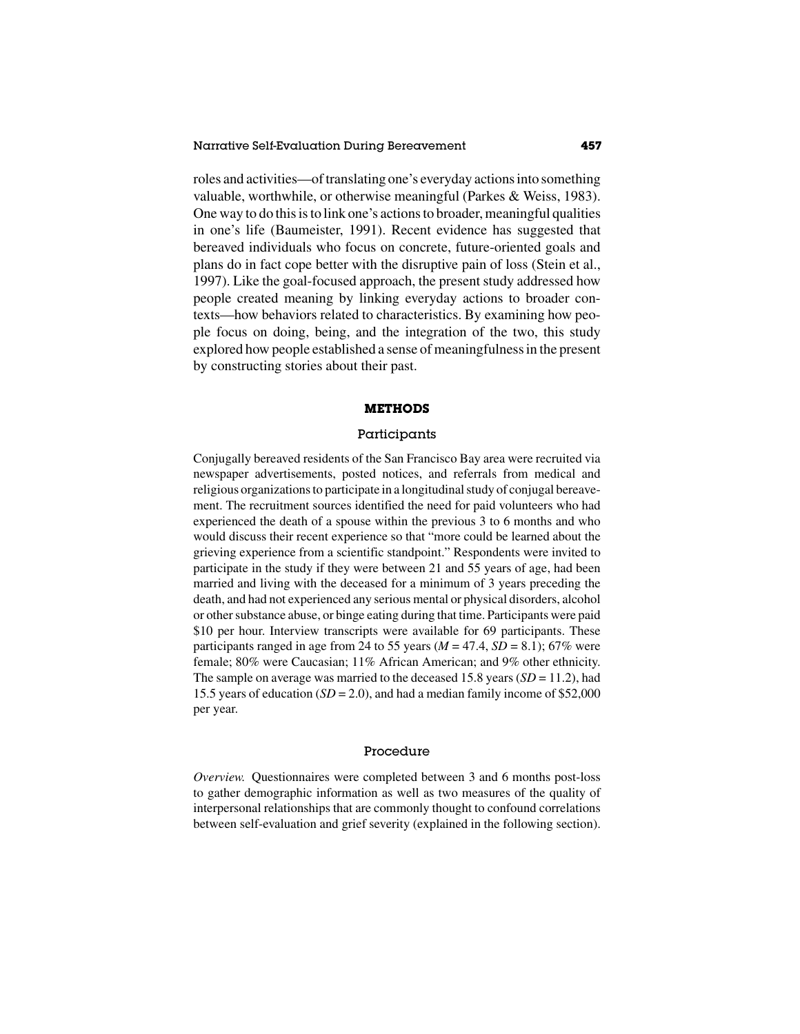roles and activities—of translating one's everyday actions into something valuable, worthwhile, or otherwise meaningful (Parkes & Weiss, 1983). One way to do this is to link one's actions to broader, meaningful qualities in one's life (Baumeister, 1991). Recent evidence has suggested that bereaved individuals who focus on concrete, future-oriented goals and plans do in fact cope better with the disruptive pain of loss (Stein et al., 1997). Like the goal-focused approach, the present study addressed how people created meaning by linking everyday actions to broader contexts—how behaviors related to characteristics. By examining how people focus on doing, being, and the integration of the two, this study explored how people established a sense of meaningfulness in the present by constructing stories about their past.

## METHODS

### Participants

Conjugally bereaved residents of the San Francisco Bay area were recruited via newspaper advertisements, posted notices, and referrals from medical and religious organizations to participate in a longitudinal study of conjugal bereavement. The recruitment sources identified the need for paid volunteers who had experienced the death of a spouse within the previous 3 to 6 months and who would discuss their recent experience so that "more could be learned about the grieving experience from a scientific standpoint." Respondents were invited to participate in the study if they were between 21 and 55 years of age, had been married and living with the deceased for a minimum of 3 years preceding the death, and had not experienced any serious mental or physical disorders, alcohol or other substance abuse, or binge eating during that time. Participants were paid $10 per hour. Interview transcripts were available for 69 participants. These participants ranged in age from 24 to 55 years ($M = 47.4$, $SD = 8.1$); 67% were female; 80% were Caucasian; 11% African American; and 9% other ethnicity. The sample on average was married to the deceased 15.8 years ($SD = 11.2$), had 15.5 years of education ($SD = 2.0$), and had a median family income of $52,000 per year.

### Procedure

*Overview.* Questionnaires were completed between 3 and 6 months post-loss to gather demographic information as well as two measures of the quality of interpersonal relationships that are commonly thought to confound correlations between self-evaluation and grief severity (explained in the following section).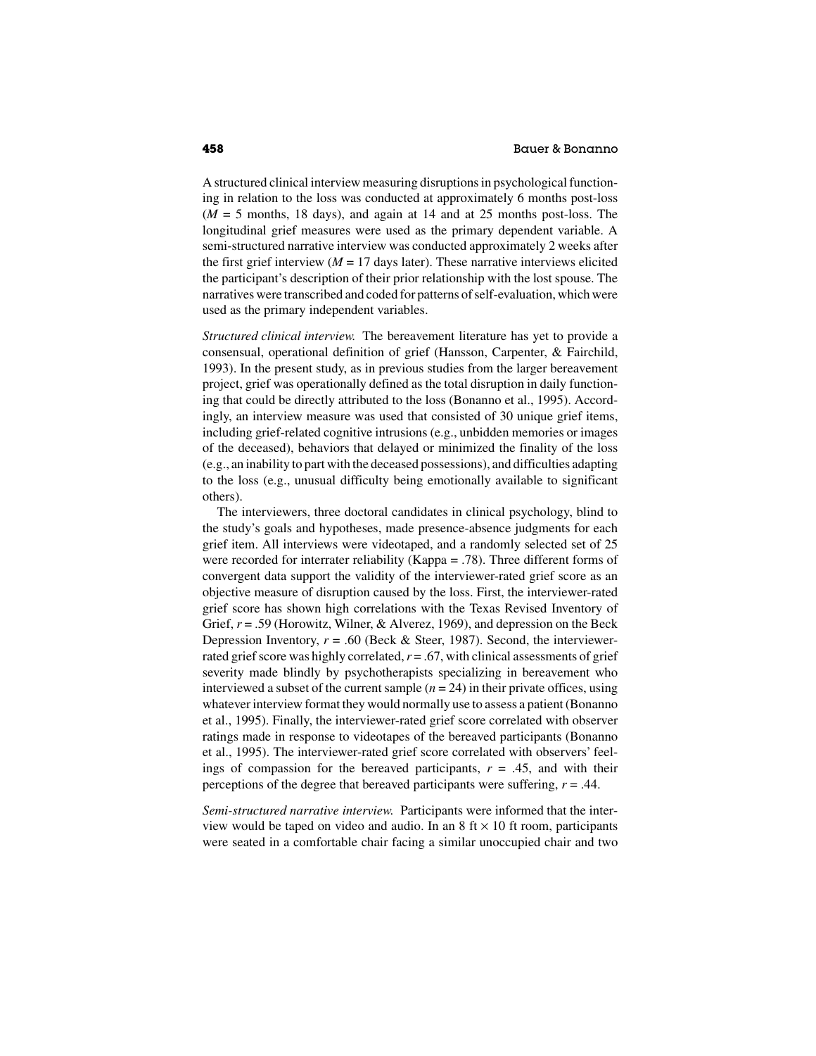A structured clinical interview measuring disruptions in psychological functioning in relation to the loss was conducted at approximately 6 months post-loss ($M$ = 5 months, 18 days), and again at 14 and at 25 months post-loss. The longitudinal grief measures were used as the primary dependent variable. A semi-structured narrative interview was conducted approximately 2 weeks after the first grief interview ($M$ = 17 days later). These narrative interviews elicited the participant's description of their prior relationship with the lost spouse. The narratives were transcribed and coded for patterns of self-evaluation, which were used as the primary independent variables.

*Structured clinical interview.* The bereavement literature has yet to provide a consensual, operational definition of grief (Hansson, Carpenter, & Fairchild, 1993). In the present study, as in previous studies from the larger bereavement project, grief was operationally defined as the total disruption in daily functioning that could be directly attributed to the loss (Bonanno et al., 1995). Accordingly, an interview measure was used that consisted of 30 unique grief items, including grief-related cognitive intrusions (e.g., unbidden memories or images of the deceased), behaviors that delayed or minimized the finality of the loss (e.g., an inability to part with the deceased possessions), and difficulties adapting to the loss (e.g., unusual difficulty being emotionally available to significant others).

The interviewers, three doctoral candidates in clinical psychology, blind to the study's goals and hypotheses, made presence-absence judgments for each grief item. All interviews were videotaped, and a randomly selected set of 25 were recorded for interrater reliability (Kappa = .78). Three different forms of convergent data support the validity of the interviewer-rated grief score as an objective measure of disruption caused by the loss. First, the interviewer-rated grief score has shown high correlations with the Texas Revised Inventory of Grief, $r$ = .59 (Horowitz, Wilner, & Alverez, 1969), and depression on the Beck Depression Inventory, $r$ = .60 (Beck & Steer, 1987). Second, the interviewer-rated grief score was highly correlated, $r$ = .67, with clinical assessments of grief severity made blindly by psychotherapists specializing in bereavement who interviewed a subset of the current sample ($n$ = 24) in their private offices, using whatever interview format they would normally use to assess a patient (Bonanno et al., 1995). Finally, the interviewer-rated grief score correlated with observer ratings made in response to videotapes of the bereaved participants (Bonanno et al., 1995). The interviewer-rated grief score correlated with observers' feelings of compassion for the bereaved participants, $r$ = .45, and with their perceptions of the degree that bereaved participants were suffering, $r$ = .44.

*Semi-structured narrative interview.* Participants were informed that the interview would be taped on video and audio. In an 8 ft × 10 ft room, participants were seated in a comfortable chair facing a similar unoccupied chair and two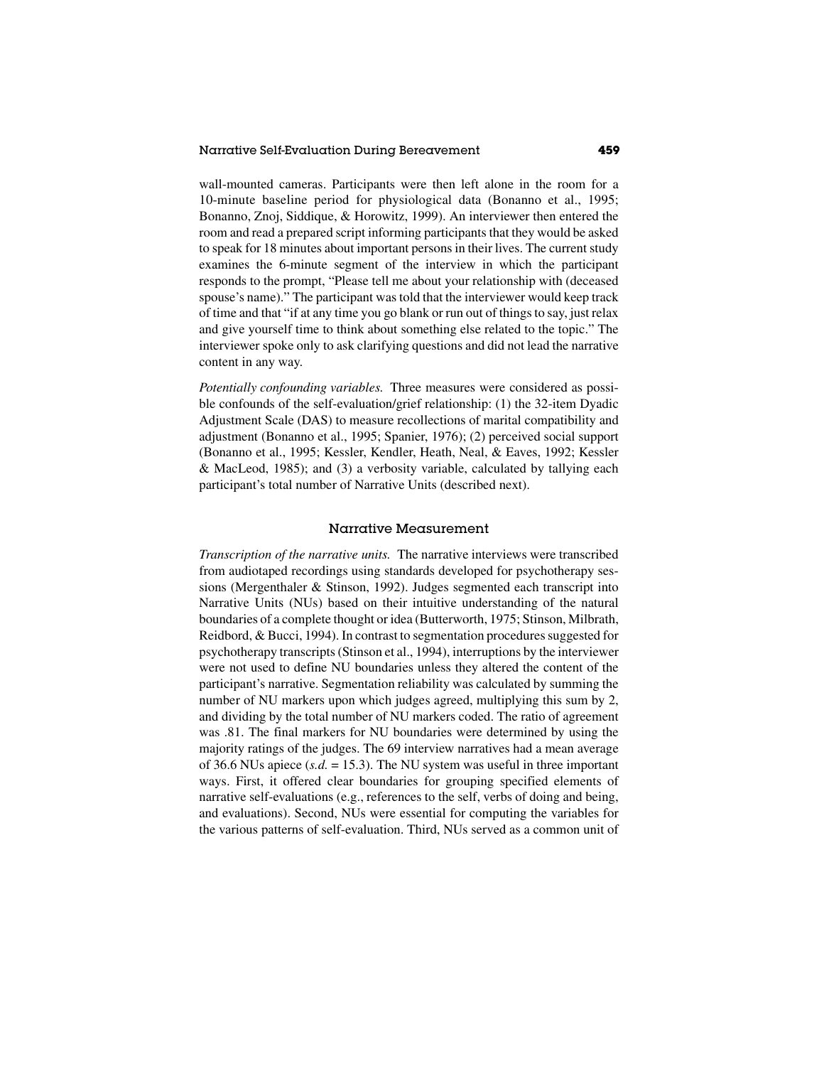wall-mounted cameras. Participants were then left alone in the room for a 10-minute baseline period for physiological data (Bonanno et al., 1995; Bonanno, Znoj, Siddique, & Horowitz, 1999). An interviewer then entered the room and read a prepared script informing participants that they would be asked to speak for 18 minutes about important persons in their lives. The current study examines the 6-minute segment of the interview in which the participant responds to the prompt, "Please tell me about your relationship with (deceased spouse's name)." The participant was told that the interviewer would keep track of time and that "if at any time you go blank or run out of things to say, just relax and give yourself time to think about something else related to the topic." The interviewer spoke only to ask clarifying questions and did not lead the narrative content in any way.

*Potentially confounding variables.* Three measures were considered as possible confounds of the self-evaluation/grief relationship: (1) the 32-item Dyadic Adjustment Scale (DAS) to measure recollections of marital compatibility and adjustment (Bonanno et al., 1995; Spanier, 1976); (2) perceived social support (Bonanno et al., 1995; Kessler, Kendler, Heath, Neal, & Eaves, 1992; Kessler & MacLeod, 1985); and (3) a verbosity variable, calculated by tallying each participant's total number of Narrative Units (described next).

## Narrative Measurement

*Transcription of the narrative units.* The narrative interviews were transcribed from audiotaped recordings using standards developed for psychotherapy sessions (Mergenthaler & Stinson, 1992). Judges segmented each transcript into Narrative Units (NUs) based on their intuitive understanding of the natural boundaries of a complete thought or idea (Butterworth, 1975; Stinson, Milbrath, Reidbord, & Bucci, 1994). In contrast to segmentation procedures suggested for psychotherapy transcripts (Stinson et al., 1994), interruptions by the interviewer were not used to define NU boundaries unless they altered the content of the participant's narrative. Segmentation reliability was calculated by summing the number of NU markers upon which judges agreed, multiplying this sum by 2, and dividing by the total number of NU markers coded. The ratio of agreement was .81. The final markers for NU boundaries were determined by using the majority ratings of the judges. The 69 interview narratives had a mean average of 36.6 NUs apiece (*s.d.* = 15.3). The NU system was useful in three important ways. First, it offered clear boundaries for grouping specified elements of narrative self-evaluations (e.g., references to the self, verbs of doing and being, and evaluations). Second, NUs were essential for computing the variables for the various patterns of self-evaluation. Third, NUs served as a common unit of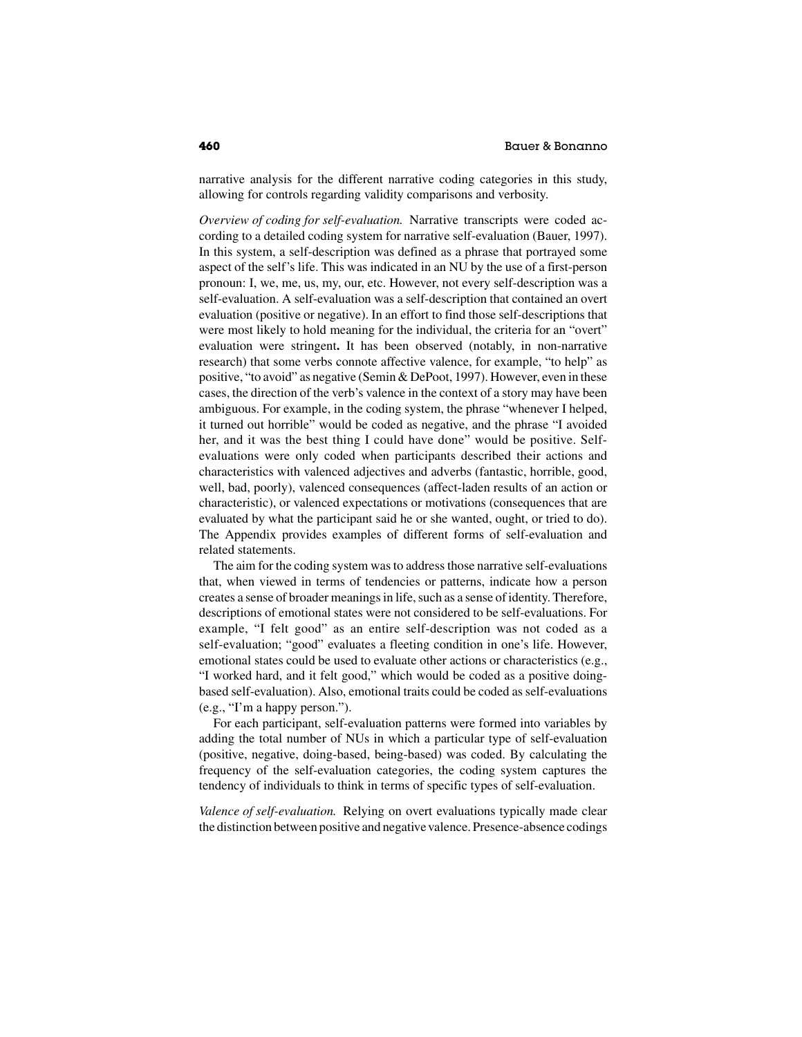narrative analysis for the different narrative coding categories in this study, allowing for controls regarding validity comparisons and verbosity.

*Overview of coding for self-evaluation.* Narrative transcripts were coded according to a detailed coding system for narrative self-evaluation (Bauer, 1997). In this system, a self-description was defined as a phrase that portrayed some aspect of the self's life. This was indicated in an NU by the use of a first-person pronoun: I, we, me, us, my, our, etc. However, not every self-description was a self-evaluation. A self-evaluation was a self-description that contained an overt evaluation (positive or negative). In an effort to find those self-descriptions that were most likely to hold meaning for the individual, the criteria for an "overt" evaluation were stringent**.** It has been observed (notably, in non-narrative research) that some verbs connote affective valence, for example, "to help" as positive, "to avoid" as negative (Semin & DePoot, 1997). However, even in these cases, the direction of the verb's valence in the context of a story may have been ambiguous. For example, in the coding system, the phrase "whenever I helped, it turned out horrible" would be coded as negative, and the phrase "I avoided her, and it was the best thing I could have done" would be positive. Self-evaluations were only coded when participants described their actions and characteristics with valenced adjectives and adverbs (fantastic, horrible, good, well, bad, poorly), valenced consequences (affect-laden results of an action or characteristic), or valenced expectations or motivations (consequences that are evaluated by what the participant said he or she wanted, ought, or tried to do). The Appendix provides examples of different forms of self-evaluation and related statements.

The aim for the coding system was to address those narrative self-evaluations that, when viewed in terms of tendencies or patterns, indicate how a person creates a sense of broader meanings in life, such as a sense of identity. Therefore, descriptions of emotional states were not considered to be self-evaluations. For example, "I felt good" as an entire self-description was not coded as a self-evaluation; "good" evaluates a fleeting condition in one's life. However, emotional states could be used to evaluate other actions or characteristics (e.g., "I worked hard, and it felt good," which would be coded as a positive doing-based self-evaluation). Also, emotional traits could be coded as self-evaluations (e.g., "I'm a happy person.").

For each participant, self-evaluation patterns were formed into variables by adding the total number of NUs in which a particular type of self-evaluation (positive, negative, doing-based, being-based) was coded. By calculating the frequency of the self-evaluation categories, the coding system captures the tendency of individuals to think in terms of specific types of self-evaluation.

*Valence of self-evaluation.* Relying on overt evaluations typically made clear the distinction between positive and negative valence. Presence-absence codings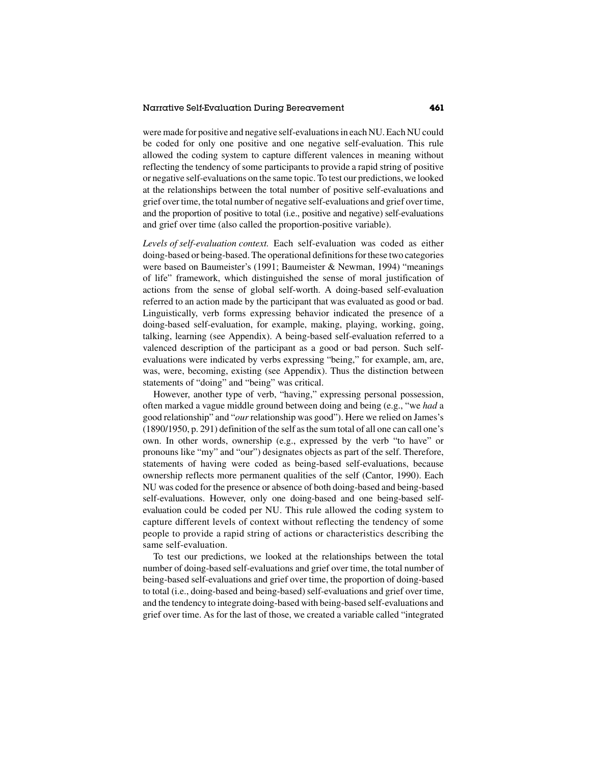were made for positive and negative self-evaluations in each NU. Each NU could be coded for only one positive and one negative self-evaluation. This rule allowed the coding system to capture different valences in meaning without reflecting the tendency of some participants to provide a rapid string of positive or negative self-evaluations on the same topic. To test our predictions, we looked at the relationships between the total number of positive self-evaluations and grief over time, the total number of negative self-evaluations and grief over time, and the proportion of positive to total (i.e., positive and negative) self-evaluations and grief over time (also called the proportion-positive variable).

*Levels of self-evaluation context.* Each self-evaluation was coded as either doing-based or being-based. The operational definitions for these two categories were based on Baumeister's (1991; Baumeister & Newman, 1994) "meanings of life" framework, which distinguished the sense of moral justification of actions from the sense of global self-worth. A doing-based self-evaluation referred to an action made by the participant that was evaluated as good or bad. Linguistically, verb forms expressing behavior indicated the presence of a doing-based self-evaluation, for example, making, playing, working, going, talking, learning (see Appendix). A being-based self-evaluation referred to a valenced description of the participant as a good or bad person. Such self-evaluations were indicated by verbs expressing "being," for example, am, are, was, were, becoming, existing (see Appendix). Thus the distinction between statements of "doing" and "being" was critical.

However, another type of verb, "having," expressing personal possession, often marked a vague middle ground between doing and being (e.g., "we *had* a good relationship" and "*our* relationship was good"). Here we relied on James's (1890/1950, p. 291) definition of the self as the sum total of all one can call one's own. In other words, ownership (e.g., expressed by the verb "to have" or pronouns like "my" and "our") designates objects as part of the self. Therefore, statements of having were coded as being-based self-evaluations, because ownership reflects more permanent qualities of the self (Cantor, 1990). Each NU was coded for the presence or absence of both doing-based and being-based self-evaluations. However, only one doing-based and one being-based self-evaluation could be coded per NU. This rule allowed the coding system to capture different levels of context without reflecting the tendency of some people to provide a rapid string of actions or characteristics describing the same self-evaluation.

To test our predictions, we looked at the relationships between the total number of doing-based self-evaluations and grief over time, the total number of being-based self-evaluations and grief over time, the proportion of doing-based to total (i.e., doing-based and being-based) self-evaluations and grief over time, and the tendency to integrate doing-based with being-based self-evaluations and grief over time. As for the last of those, we created a variable called "integrated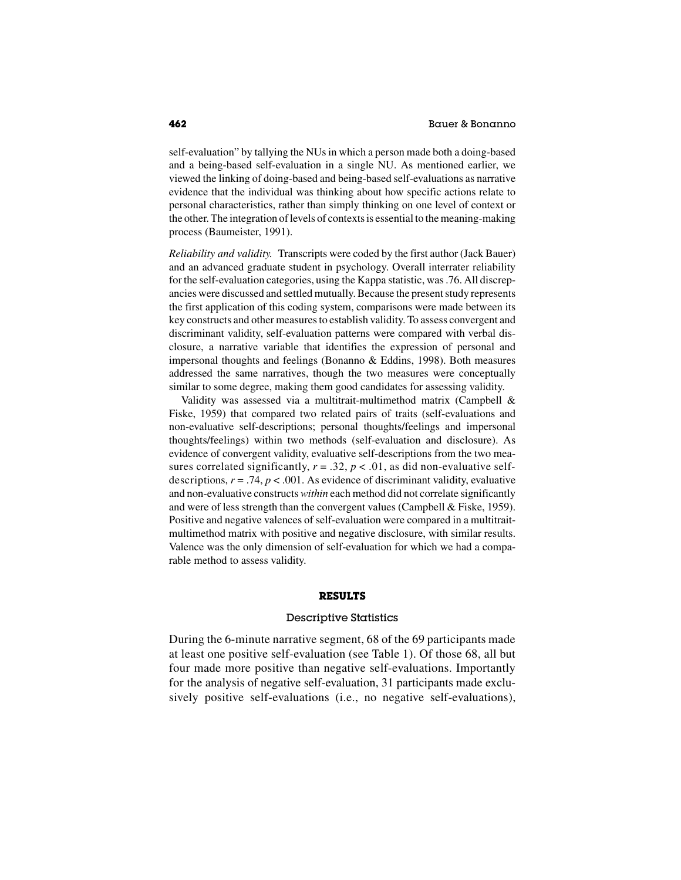self-evaluation" by tallying the NUs in which a person made both a doing-based and a being-based self-evaluation in a single NU. As mentioned earlier, we viewed the linking of doing-based and being-based self-evaluations as narrative evidence that the individual was thinking about how specific actions relate to personal characteristics, rather than simply thinking on one level of context or the other. The integration of levels of contexts is essential to the meaning-making process (Baumeister, 1991).

*Reliability and validity.* Transcripts were coded by the first author (Jack Bauer) and an advanced graduate student in psychology. Overall interrater reliability for the self-evaluation categories, using the Kappa statistic, was .76. All discrepancies were discussed and settled mutually. Because the present study represents the first application of this coding system, comparisons were made between its key constructs and other measures to establish validity. To assess convergent and discriminant validity, self-evaluation patterns were compared with verbal disclosure, a narrative variable that identifies the expression of personal and impersonal thoughts and feelings (Bonanno & Eddins, 1998). Both measures addressed the same narratives, though the two measures were conceptually similar to some degree, making them good candidates for assessing validity.

Validity was assessed via a multitrait-multimethod matrix (Campbell & Fiske, 1959) that compared two related pairs of traits (self-evaluations and non-evaluative self-descriptions; personal thoughts/feelings and impersonal thoughts/feelings) within two methods (self-evaluation and disclosure). As evidence of convergent validity, evaluative self-descriptions from the two measures correlated significantly, $r = .32$, $p < .01$, as did non-evaluative self-descriptions, $r = .74$, $p < .001$. As evidence of discriminant validity, evaluative and non-evaluative constructs *within* each method did not correlate significantly and were of less strength than the convergent values (Campbell & Fiske, 1959). Positive and negative valences of self-evaluation were compared in a multitrait-multimethod matrix with positive and negative disclosure, with similar results. Valence was the only dimension of self-evaluation for which we had a comparable method to assess validity.

## RESULTS

### Descriptive Statistics

During the 6-minute narrative segment, 68 of the 69 participants made at least one positive self-evaluation (see Table 1). Of those 68, all but four made more positive than negative self-evaluations. Importantly for the analysis of negative self-evaluation, 31 participants made exclusively positive self-evaluations (i.e., no negative self-evaluations),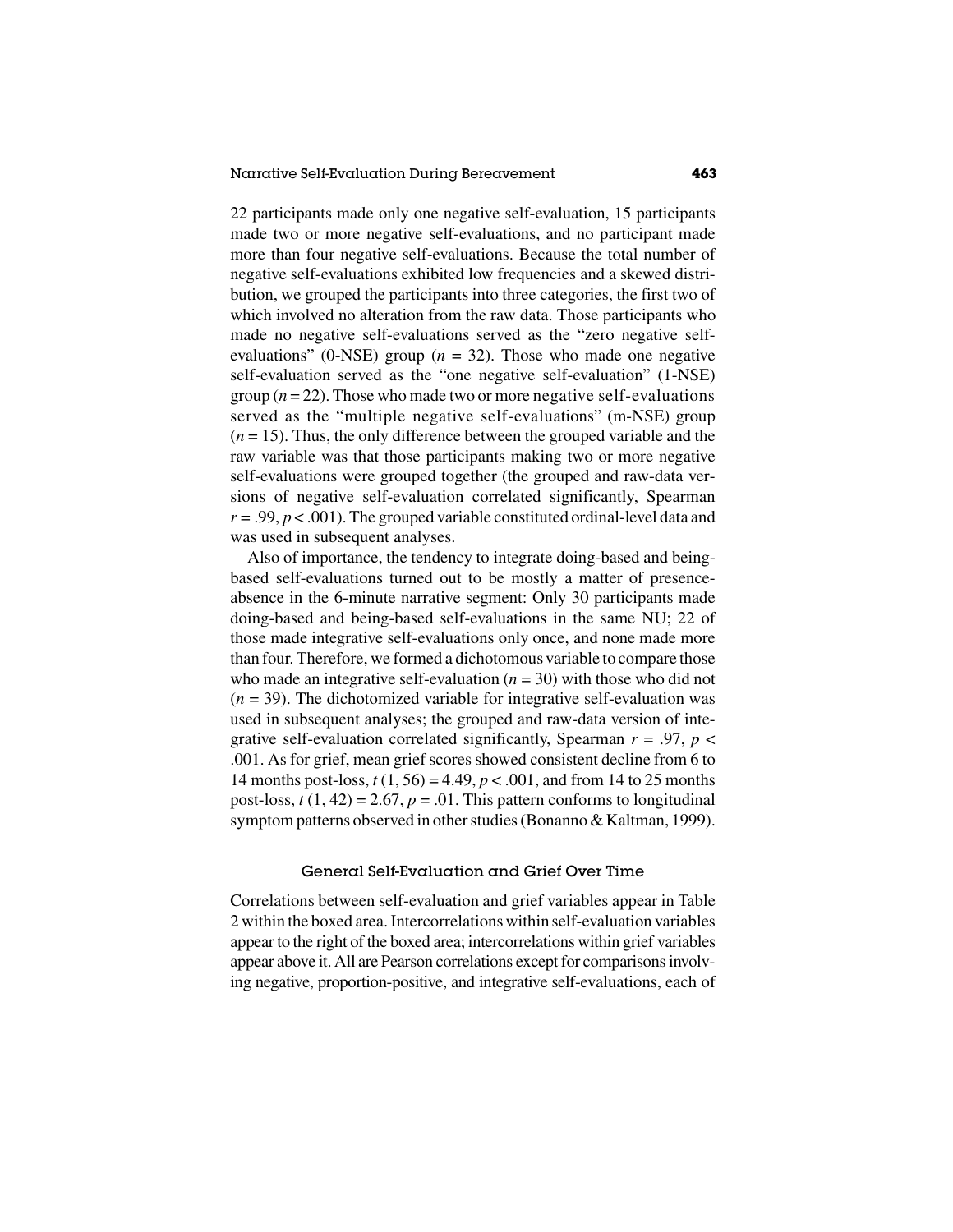22 participants made only one negative self-evaluation, 15 participants made two or more negative self-evaluations, and no participant made more than four negative self-evaluations. Because the total number of negative self-evaluations exhibited low frequencies and a skewed distribution, we grouped the participants into three categories, the first two of which involved no alteration from the raw data. Those participants who made no negative self-evaluations served as the "zero negative self-evaluations" (0-NSE) group ($n$ = 32). Those who made one negative self-evaluation served as the "one negative self-evaluation" (1-NSE) group ($n$ = 22). Those who made two or more negative self-evaluations served as the "multiple negative self-evaluations" (m-NSE) group ($n$ = 15). Thus, the only difference between the grouped variable and the raw variable was that those participants making two or more negative self-evaluations were grouped together (the grouped and raw-data versions of negative self-evaluation correlated significantly, Spearman $r = .99$, $p < .001$). The grouped variable constituted ordinal-level data and was used in subsequent analyses.

Also of importance, the tendency to integrate doing-based and being-based self-evaluations turned out to be mostly a matter of presence-absence in the 6-minute narrative segment: Only 30 participants made doing-based and being-based self-evaluations in the same NU; 22 of those made integrative self-evaluations only once, and none made more than four. Therefore, we formed a dichotomous variable to compare those who made an integrative self-evaluation ($n$ = 30) with those who did not ($n$ = 39). The dichotomized variable for integrative self-evaluation was used in subsequent analyses; the grouped and raw-data version of integrative self-evaluation correlated significantly, Spearman $r = .97$, $p < .001$. As for grief, mean grief scores showed consistent decline from 6 to 14 months post-loss, $t\,(1, 56) = 4.49$, $p < .001$, and from 14 to 25 months post-loss, $t\,(1, 42) = 2.67$, $p = .01$. This pattern conforms to longitudinal symptom patterns observed in other studies (Bonanno & Kaltman, 1999).

## General Self-Evaluation and Grief Over Time

Correlations between self-evaluation and grief variables appear in Table 2 within the boxed area. Intercorrelations within self-evaluation variables appear to the right of the boxed area; intercorrelations within grief variables appear above it. All are Pearson correlations except for comparisons involving negative, proportion-positive, and integrative self-evaluations, each of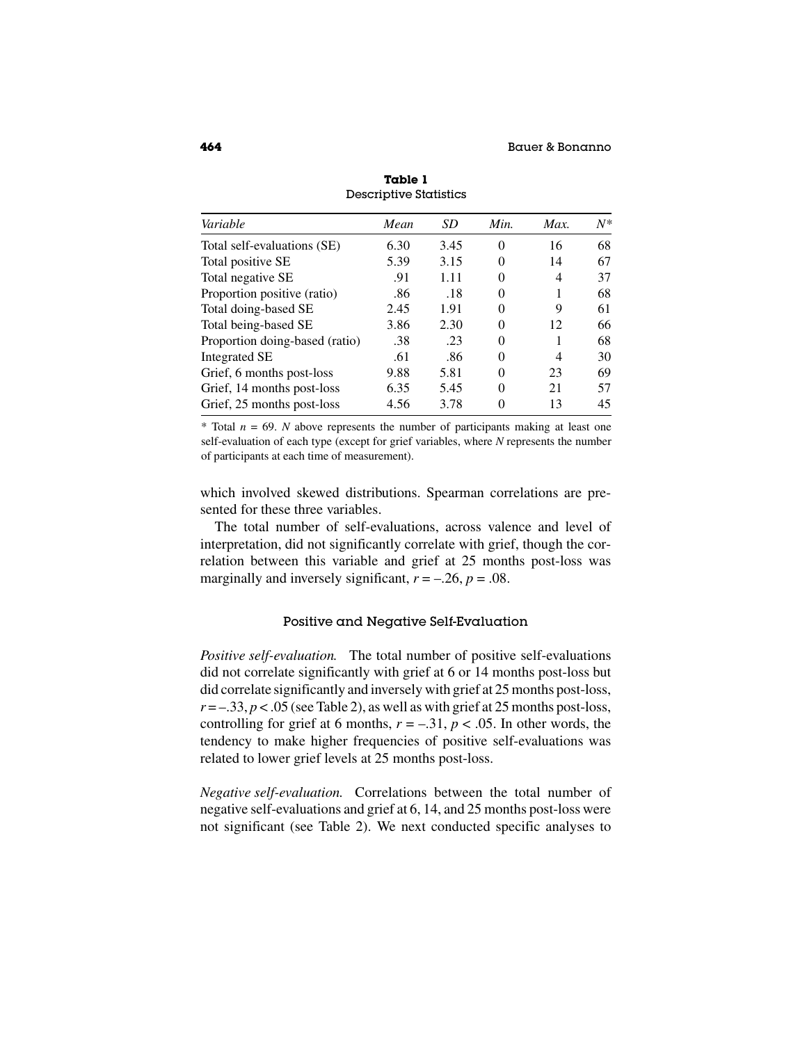**Table 1**
Descriptive Statistics

| *Variable* | *Mean* | *SD* | *Min.* | *Max.* | $N^*$ |
|---|---|---|---|---|---|
| Total self-evaluations (SE) | 6.30 | 3.45 | 0 | 16 | 68 |
| Total positive SE | 5.39 | 3.15 | 0 | 14 | 67 |
| Total negative SE | .91 | 1.11 | 0 | 4 | 37 |
| Proportion positive (ratio) | .86 | .18 | 0 | 1 | 68 |
| Total doing-based SE | 2.45 | 1.91 | 0 | 9 | 61 |
| Total being-based SE | 3.86 | 2.30 | 0 | 12 | 66 |
| Proportion doing-based (ratio) | .38 | .23 | 0 | 1 | 68 |
| Integrated SE | .61 | .86 | 0 | 4 | 30 |
| Grief, 6 months post-loss | 9.88 | 5.81 | 0 | 23 | 69 |
| Grief, 14 months post-loss | 6.35 | 5.45 | 0 | 21 | 57 |
| Grief, 25 months post-loss | 4.56 | 3.78 | 0 | 13 | 45 |

\* Total $n = 69$. *N* above represents the number of participants making at least one self-evaluation of each type (except for grief variables, where *N* represents the number of participants at each time of measurement).

which involved skewed distributions. Spearman correlations are presented for these three variables.

The total number of self-evaluations, across valence and level of interpretation, did not significantly correlate with grief, though the correlation between this variable and grief at 25 months post-loss was marginally and inversely significant, $r = -.26$, $p = .08$.

### Positive and Negative Self-Evaluation

*Positive self-evaluation.* The total number of positive self-evaluations did not correlate significantly with grief at 6 or 14 months post-loss but did correlate significantly and inversely with grief at 25 months post-loss, $r = -.33$, $p < .05$ (see Table 2), as well as with grief at 25 months post-loss, controlling for grief at 6 months, $r = -.31$, $p < .05$. In other words, the tendency to make higher frequencies of positive self-evaluations was related to lower grief levels at 25 months post-loss.

*Negative self-evaluation.* Correlations between the total number of negative self-evaluations and grief at 6, 14, and 25 months post-loss were not significant (see Table 2). We next conducted specific analyses to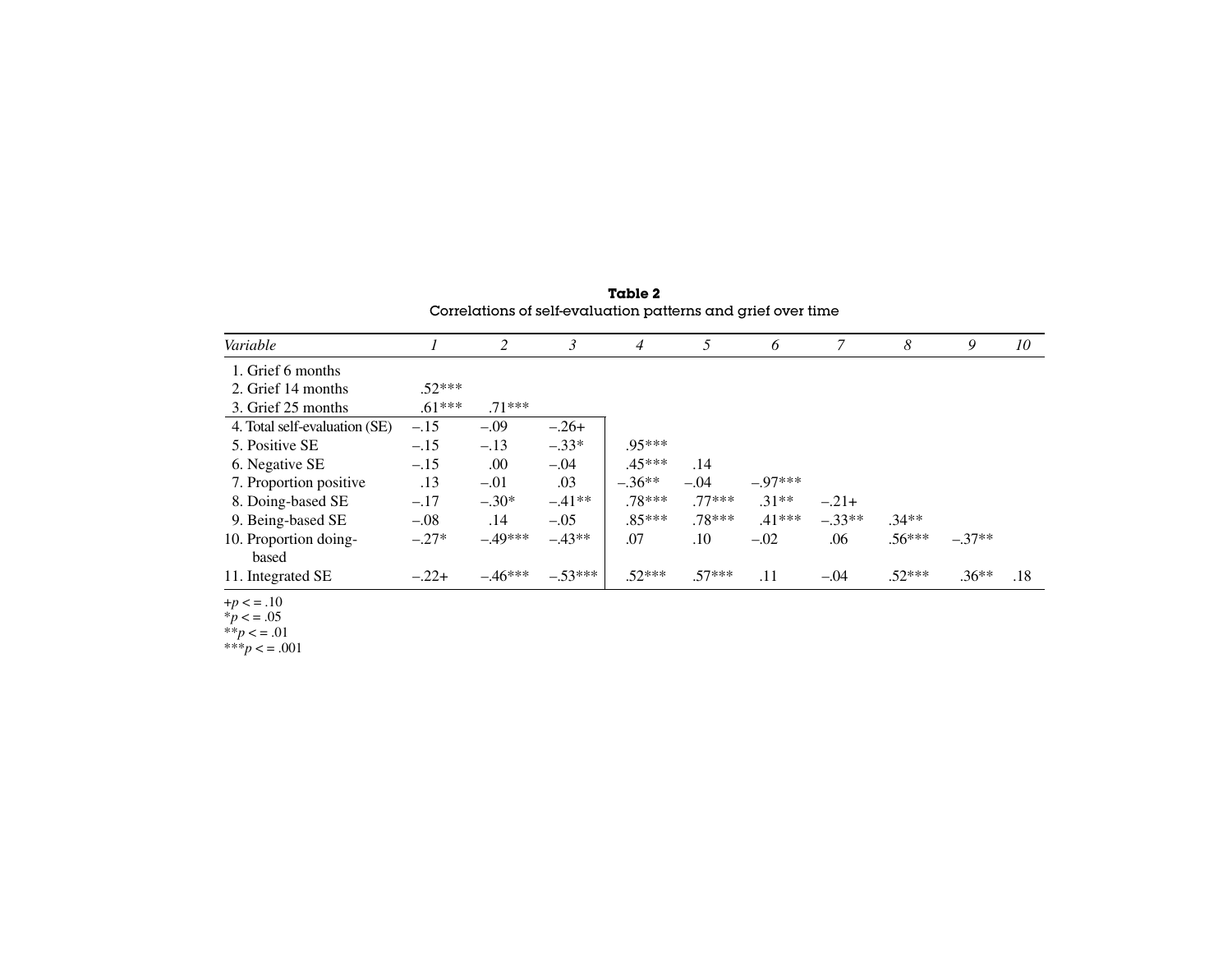**Table 2**
Correlations of self-evaluation patterns and grief over time

| *Variable* | *1* | *2* | *3* | *4* | *5* | *6* | *7* | *8* | *9* | *10* |
|---|---|---|---|---|---|---|---|---|---|---|
| 1. Grief 6 months | | | | | | | | | | |
| 2. Grief 14 months | .52*** | | | | | | | | | |
| 3. Grief 25 months | .61*** | .71*** | | | | | | | | |
| 4. Total self-evaluation (SE) | –.15 | –.09 | –.26+ | | | | | | | |
| 5. Positive SE | –.15 | –.13 | –.33* | .95*** | | | | | | |
| 6. Negative SE | –.15 | .00 | –.04 | .45*** | .14 | | | | | |
| 7. Proportion positive | .13 | –.01 | .03 | –.36** | –.04 | –.97*** | | | | |
| 8. Doing-based SE | –.17 | –.30* | –.41** | .78*** | .77*** | .31** | –.21+ | | | |
| 9. Being-based SE | –.08 | .14 | –.05 | .85*** | .78*** | .41*** | –.33** | .34** | | |
| 10. Proportion doing-based | –.27* | –.49*** | –.43** | .07 | .10 | –.02 | .06 | .56*** | –.37** | |
| 11. Integrated SE | –.22+ | –.46*** | –.53*** | .52*** | .57*** | .11 | –.04 | .52*** | .36** | .18 |

+$p <= .10$
*$p <= .05$
**$p <= .01$
***$p <= .001$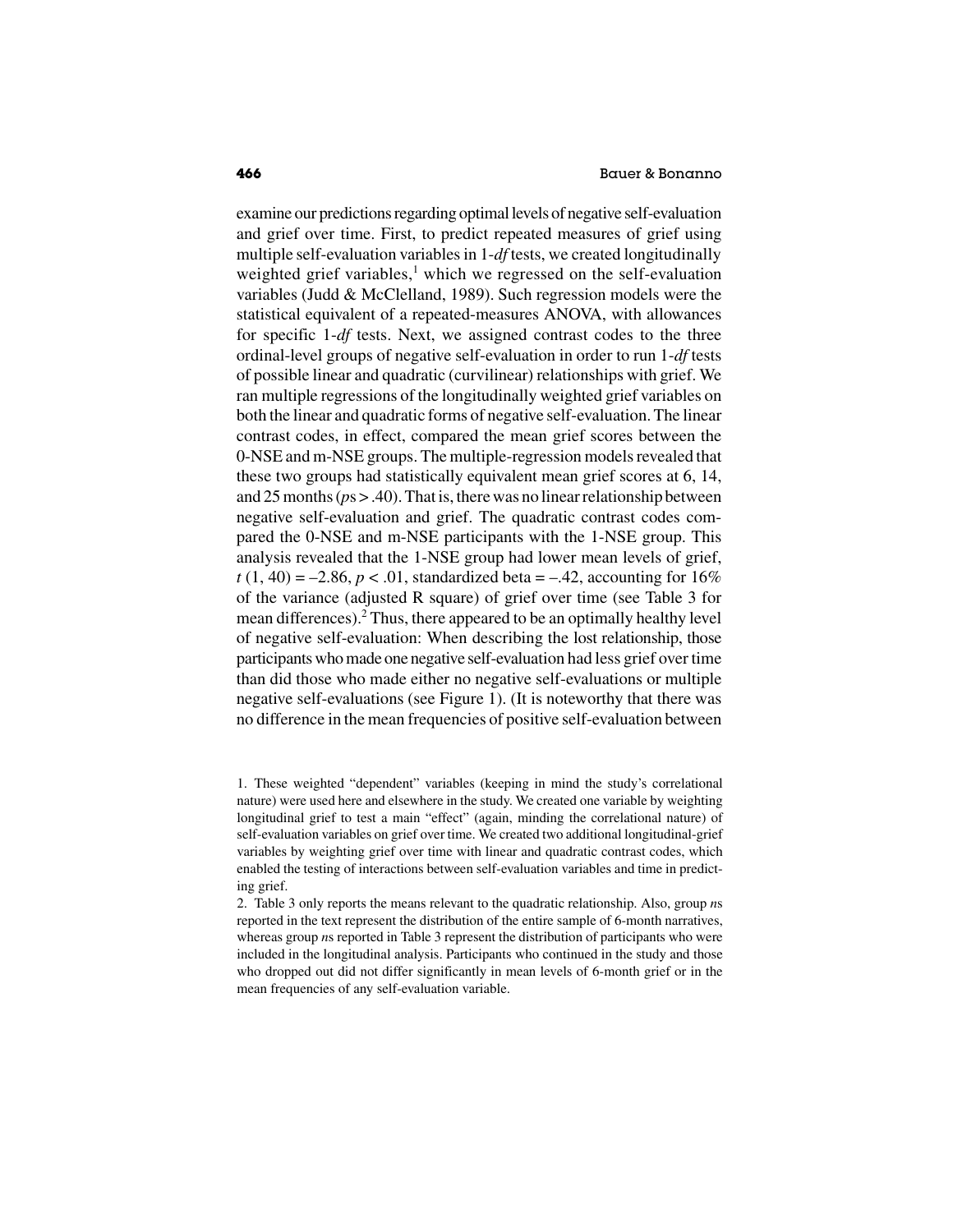examine our predictions regarding optimal levels of negative self-evaluation and grief over time. First, to predict repeated measures of grief using multiple self-evaluation variables in 1-*df* tests, we created longitudinally weighted grief variables,[1] which we regressed on the self-evaluation variables (Judd & McClelland, 1989). Such regression models were the statistical equivalent of a repeated-measures ANOVA, with allowances for specific 1-*df* tests. Next, we assigned contrast codes to the three ordinal-level groups of negative self-evaluation in order to run 1-*df* tests of possible linear and quadratic (curvilinear) relationships with grief. We ran multiple regressions of the longitudinally weighted grief variables on both the linear and quadratic forms of negative self-evaluation. The linear contrast codes, in effect, compared the mean grief scores between the 0-NSE and m-NSE groups. The multiple-regression models revealed that these two groups had statistically equivalent mean grief scores at 6, 14, and 25 months ($p$s > .40). That is, there was no linear relationship between negative self-evaluation and grief. The quadratic contrast codes compared the 0-NSE and m-NSE participants with the 1-NSE group. This analysis revealed that the 1-NSE group had lower mean levels of grief, $t\,(1, 40) = -2.86$, $p < .01$, standardized beta = –.42, accounting for 16% of the variance (adjusted R square) of grief over time (see Table 3 for mean differences).[2] Thus, there appeared to be an optimally healthy level of negative self-evaluation: When describing the lost relationship, those participants who made one negative self-evaluation had less grief over time than did those who made either no negative self-evaluations or multiple negative self-evaluations (see Figure 1). (It is noteworthy that there was no difference in the mean frequencies of positive self-evaluation between

1. These weighted "dependent" variables (keeping in mind the study's correlational nature) were used here and elsewhere in the study. We created one variable by weighting longitudinal grief to test a main "effect" (again, minding the correlational nature) of self-evaluation variables on grief over time. We created two additional longitudinal-grief variables by weighting grief over time with linear and quadratic contrast codes, which enabled the testing of interactions between self-evaluation variables and time in predicting grief.

2. Table 3 only reports the means relevant to the quadratic relationship. Also, group *n*s reported in the text represent the distribution of the entire sample of 6-month narratives, whereas group *n*s reported in Table 3 represent the distribution of participants who were included in the longitudinal analysis. Participants who continued in the study and those who dropped out did not differ significantly in mean levels of 6-month grief or in the mean frequencies of any self-evaluation variable.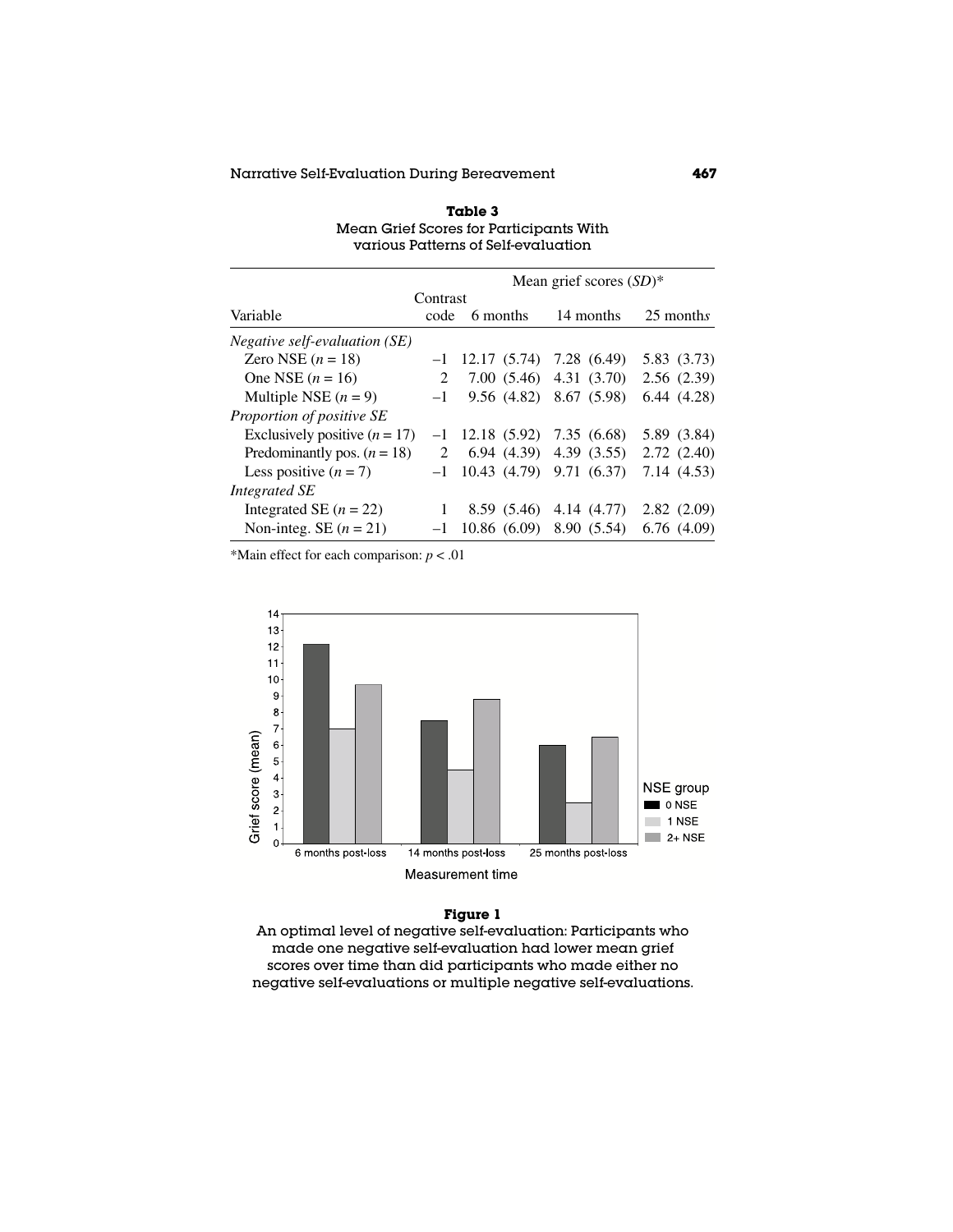**Table 3**
Mean Grief Scores for Participants With various Patterns of Self-evaluation

| Variable | Contrast code | Mean grief scores (*SD*)* 6 months | 14 months | 25 months |
|---|---|---|---|---|
| *Negative self-evaluation (SE)* | | | | |
| Zero NSE (*n* = 18) | –1 | 12.17 (5.74) | 7.28 (6.49) | 5.83 (3.73) |
| One NSE (*n* = 16) | 2 | 7.00 (5.46) | 4.31 (3.70) | 2.56 (2.39) |
| Multiple NSE (*n* = 9) | –1 | 9.56 (4.82) | 8.67 (5.98) | 6.44 (4.28) |
| *Proportion of positive SE* | | | | |
| Exclusively positive (*n* = 17) | –1 | 12.18 (5.92) | 7.35 (6.68) | 5.89 (3.84) |
| Predominantly pos. (*n* = 18) | 2 | 6.94 (4.39) | 4.39 (3.55) | 2.72 (2.40) |
| Less positive (*n* = 7) | –1 | 10.43 (4.79) | 9.71 (6.37) | 7.14 (4.53) |
| *Integrated SE* | | | | |
| Integrated SE (*n* = 22) | 1 | 8.59 (5.46) | 4.14 (4.77) | 2.82 (2.09) |
| Non-integ. SE (*n* = 21) | –1 | 10.86 (6.09) | 8.90 (5.54) | 6.76 (4.09) |

*Main effect for each comparison: $p < .01$

**Figure 1**
An optimal level of negative self-evaluation: Participants who made one negative self-evaluation had lower mean grief scores over time than did participants who made either no negative self-evaluations or multiple negative self-evaluations.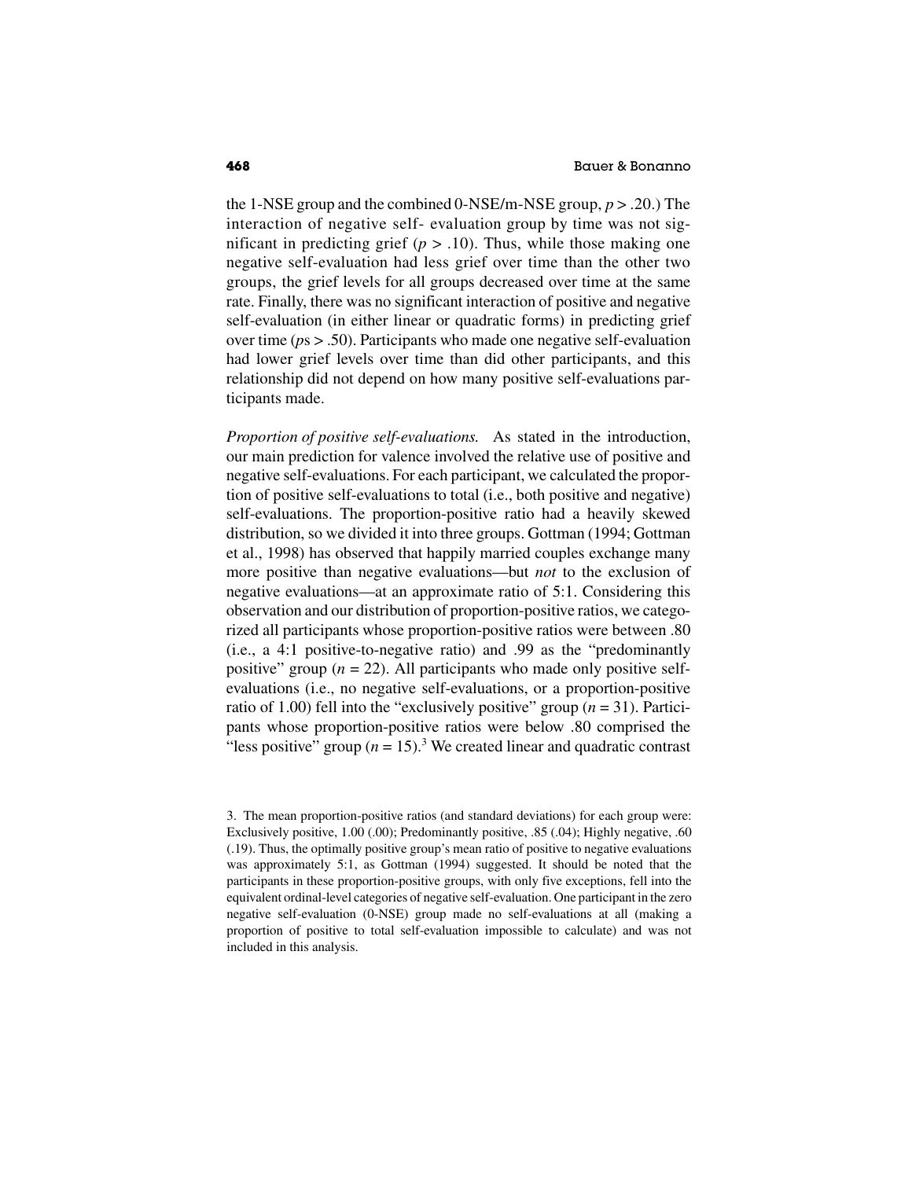the 1-NSE group and the combined 0-NSE/m-NSE group, $p > .20$.) The interaction of negative self- evaluation group by time was not significant in predicting grief ($p > .10$). Thus, while those making one negative self-evaluation had less grief over time than the other two groups, the grief levels for all groups decreased over time at the same rate. Finally, there was no significant interaction of positive and negative self-evaluation (in either linear or quadratic forms) in predicting grief over time ($p$s $> .50$). Participants who made one negative self-evaluation had lower grief levels over time than did other participants, and this relationship did not depend on how many positive self-evaluations participants made.

*Proportion of positive self-evaluations.* As stated in the introduction, our main prediction for valence involved the relative use of positive and negative self-evaluations. For each participant, we calculated the proportion of positive self-evaluations to total (i.e., both positive and negative) self-evaluations. The proportion-positive ratio had a heavily skewed distribution, so we divided it into three groups. Gottman (1994; Gottman et al., 1998) has observed that happily married couples exchange many more positive than negative evaluations—but *not* to the exclusion of negative evaluations—at an approximate ratio of 5:1. Considering this observation and our distribution of proportion-positive ratios, we categorized all participants whose proportion-positive ratios were between .80 (i.e., a 4:1 positive-to-negative ratio) and .99 as the "predominantly positive" group ($n = 22$). All participants who made only positive self-evaluations (i.e., no negative self-evaluations, or a proportion-positive ratio of 1.00) fell into the "exclusively positive" group ($n = 31$). Participants whose proportion-positive ratios were below .80 comprised the "less positive" group ($n = 15$).[3] We created linear and quadratic contrast

3. The mean proportion-positive ratios (and standard deviations) for each group were: Exclusively positive, 1.00 (.00); Predominantly positive, .85 (.04); Highly negative, .60 (.19). Thus, the optimally positive group's mean ratio of positive to negative evaluations was approximately 5:1, as Gottman (1994) suggested. It should be noted that the participants in these proportion-positive groups, with only five exceptions, fell into the equivalent ordinal-level categories of negative self-evaluation. One participant in the zero negative self-evaluation (0-NSE) group made no self-evaluations at all (making a proportion of positive to total self-evaluation impossible to calculate) and was not included in this analysis.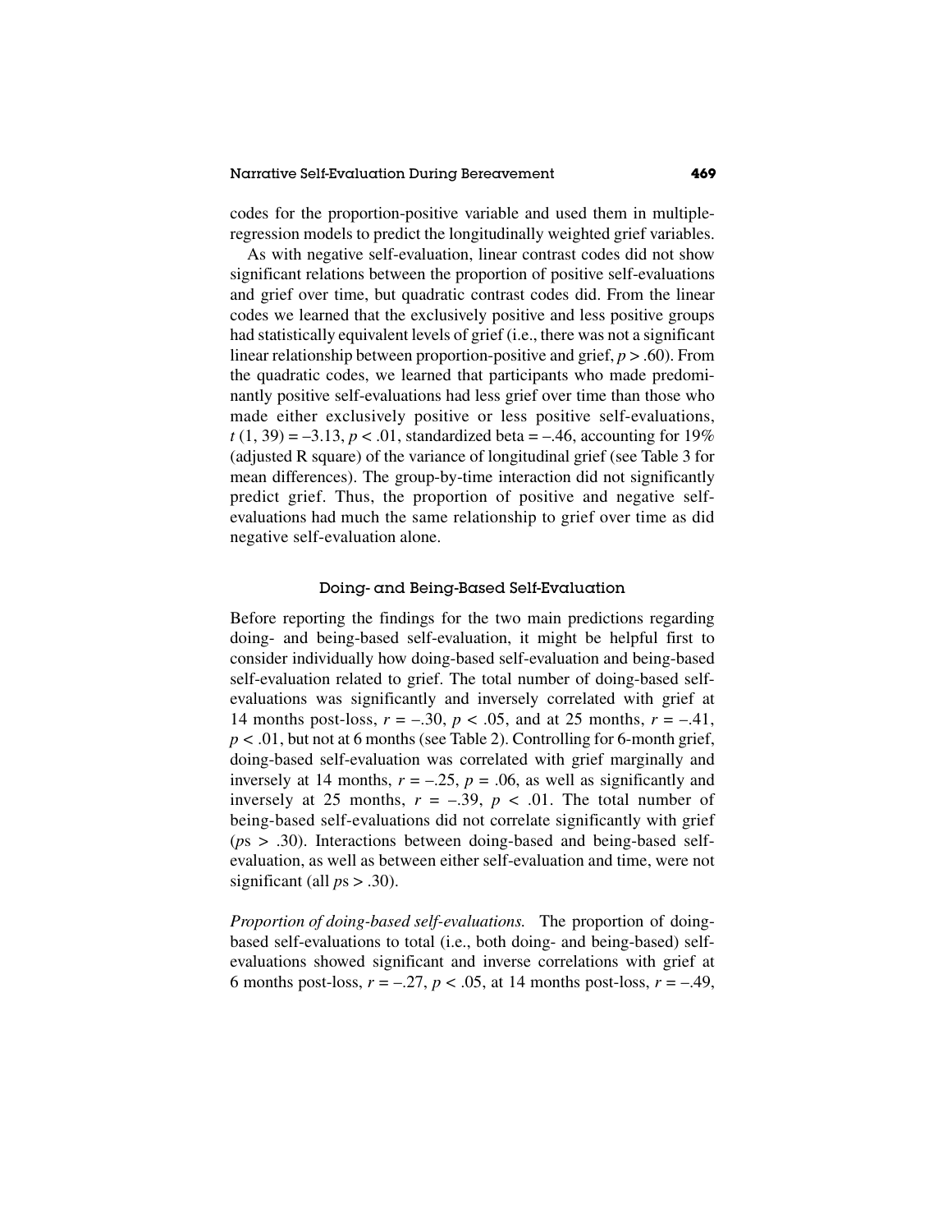codes for the proportion-positive variable and used them in multiple-regression models to predict the longitudinally weighted grief variables.

As with negative self-evaluation, linear contrast codes did not show significant relations between the proportion of positive self-evaluations and grief over time, but quadratic contrast codes did. From the linear codes we learned that the exclusively positive and less positive groups had statistically equivalent levels of grief (i.e., there was not a significant linear relationship between proportion-positive and grief, $p > .60$). From the quadratic codes, we learned that participants who made predominantly positive self-evaluations had less grief over time than those who made either exclusively positive or less positive self-evaluations, $t\,(1, 39) = -3.13$, $p < .01$, standardized beta = –.46, accounting for 19% (adjusted R square) of the variance of longitudinal grief (see Table 3 for mean differences). The group-by-time interaction did not significantly predict grief. Thus, the proportion of positive and negative self-evaluations had much the same relationship to grief over time as did negative self-evaluation alone.

### Doing- and Being-Based Self-Evaluation

Before reporting the findings for the two main predictions regarding doing- and being-based self-evaluation, it might be helpful first to consider individually how doing-based self-evaluation and being-based self-evaluation related to grief. The total number of doing-based self-evaluations was significantly and inversely correlated with grief at 14 months post-loss, $r = -.30$, $p < .05$, and at 25 months, $r = -.41$, $p < .01$, but not at 6 months (see Table 2). Controlling for 6-month grief, doing-based self-evaluation was correlated with grief marginally and inversely at 14 months, $r = -.25$, $p = .06$, as well as significantly and inversely at 25 months, $r = -.39$, $p < .01$. The total number of being-based self-evaluations did not correlate significantly with grief ($p$s $> .30$). Interactions between doing-based and being-based self-evaluation, as well as between either self-evaluation and time, were not significant (all $p$s $> .30$).

*Proportion of doing-based self-evaluations.* The proportion of doing-based self-evaluations to total (i.e., both doing- and being-based) self-evaluations showed significant and inverse correlations with grief at 6 months post-loss, $r = -.27$, $p < .05$, at 14 months post-loss, $r = -.49$,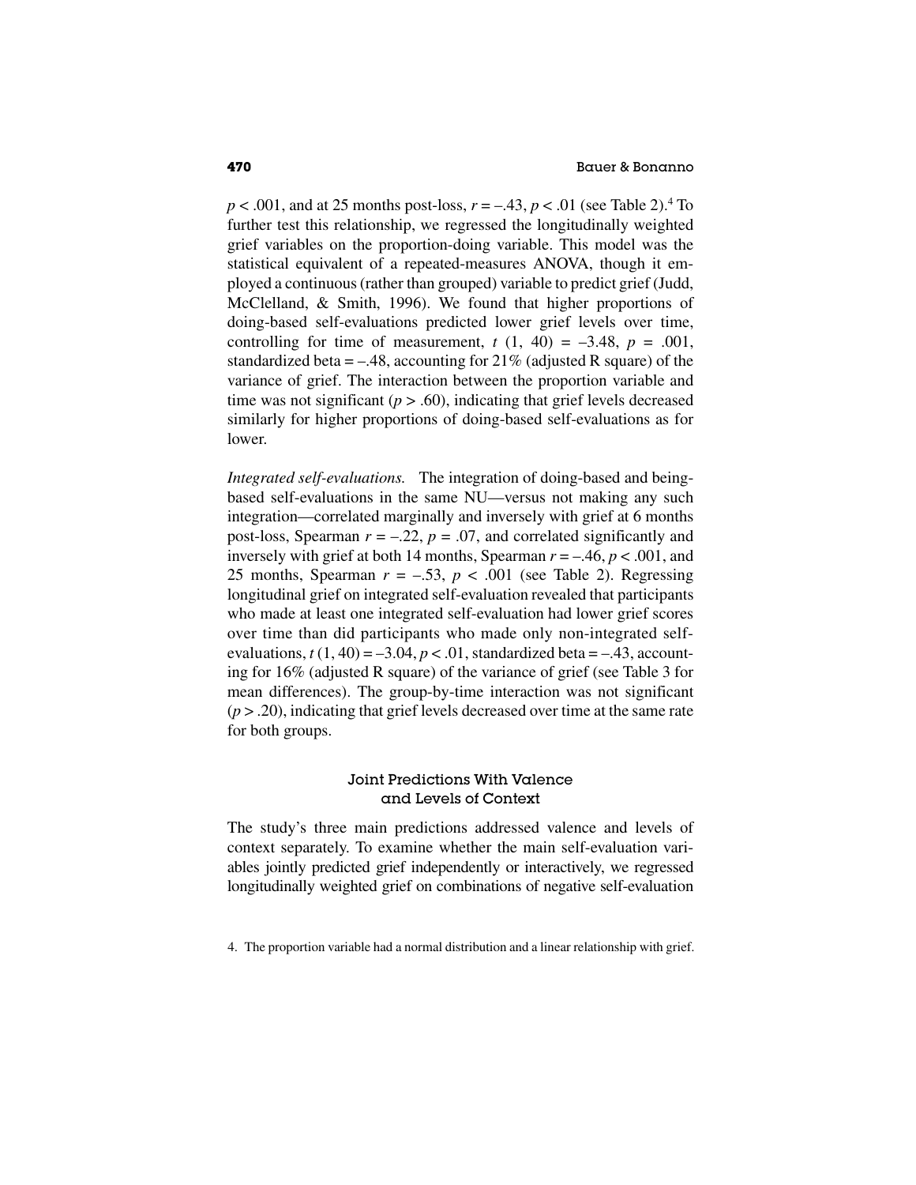$p < .001$, and at 25 months post-loss, $r = -.43$, $p < .01$ (see Table 2).[4] To further test this relationship, we regressed the longitudinally weighted grief variables on the proportion-doing variable. This model was the statistical equivalent of a repeated-measures ANOVA, though it employed a continuous (rather than grouped) variable to predict grief (Judd, McClelland, & Smith, 1996). We found that higher proportions of doing-based self-evaluations predicted lower grief levels over time, controlling for time of measurement, $t\ (1, 40) = -3.48$, $p = .001$, standardized beta = $-.48$, accounting for 21% (adjusted R square) of the variance of grief. The interaction between the proportion variable and time was not significant ($p > .60$), indicating that grief levels decreased similarly for higher proportions of doing-based self-evaluations as for lower.

*Integrated self-evaluations.* The integration of doing-based and being-based self-evaluations in the same NU—versus not making any such integration—correlated marginally and inversely with grief at 6 months post-loss, Spearman $r = -.22$, $p = .07$, and correlated significantly and inversely with grief at both 14 months, Spearman $r = -.46$, $p < .001$, and 25 months, Spearman $r = -.53$, $p < .001$ (see Table 2). Regressing longitudinal grief on integrated self-evaluation revealed that participants who made at least one integrated self-evaluation had lower grief scores over time than did participants who made only non-integrated self-evaluations, $t\ (1, 40) = -3.04$, $p < .01$, standardized beta = $-.43$, accounting for 16% (adjusted R square) of the variance of grief (see Table 3 for mean differences). The group-by-time interaction was not significant ($p > .20$), indicating that grief levels decreased over time at the same rate for both groups.

### Joint Predictions With Valence and Levels of Context

The study's three main predictions addressed valence and levels of context separately. To examine whether the main self-evaluation variables jointly predicted grief independently or interactively, we regressed longitudinally weighted grief on combinations of negative self-evaluation

4. The proportion variable had a normal distribution and a linear relationship with grief.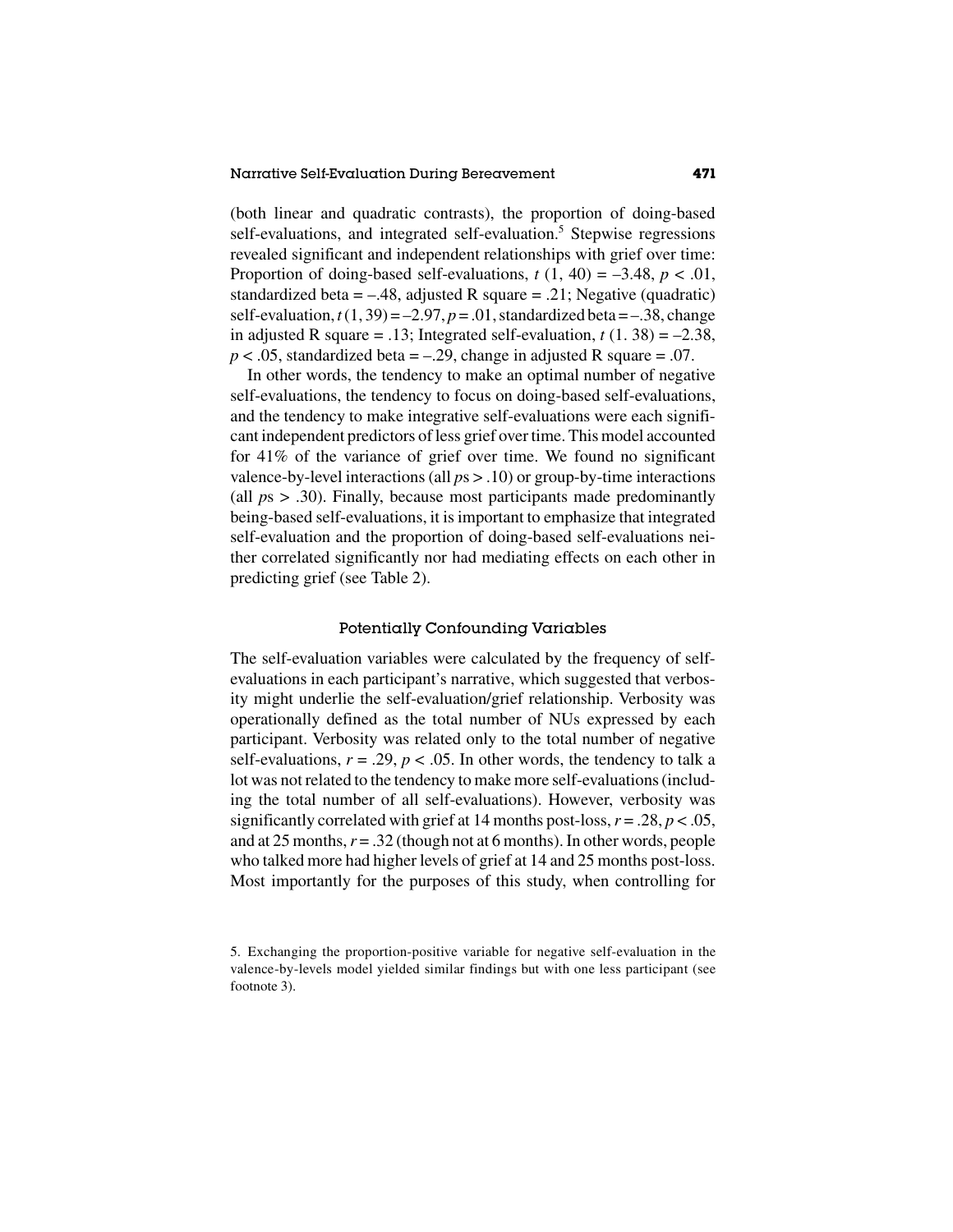(both linear and quadratic contrasts), the proportion of doing-based self-evaluations, and integrated self-evaluation.[5] Stepwise regressions revealed significant and independent relationships with grief over time: Proportion of doing-based self-evaluations, $t$ (1, 40) = –3.48, $p < .01$, standardized beta = –.48, adjusted R square = .21; Negative (quadratic) self-evaluation, $t$ (1, 39) = –2.97, $p = .01$, standardized beta = –.38, change in adjusted R square = .13; Integrated self-evaluation, $t$ (1. 38) = –2.38, $p < .05$, standardized beta = –.29, change in adjusted R square = .07.

In other words, the tendency to make an optimal number of negative self-evaluations, the tendency to focus on doing-based self-evaluations, and the tendency to make integrative self-evaluations were each significant independent predictors of less grief over time. This model accounted for 41% of the variance of grief over time. We found no significant valence-by-level interactions (all $p$s > .10) or group-by-time interactions (all $p$s > .30). Finally, because most participants made predominantly being-based self-evaluations, it is important to emphasize that integrated self-evaluation and the proportion of doing-based self-evaluations neither correlated significantly nor had mediating effects on each other in predicting grief (see Table 2).

### Potentially Confounding Variables

The self-evaluation variables were calculated by the frequency of self-evaluations in each participant's narrative, which suggested that verbosity might underlie the self-evaluation/grief relationship. Verbosity was operationally defined as the total number of NUs expressed by each participant. Verbosity was related only to the total number of negative self-evaluations, $r = .29$, $p < .05$. In other words, the tendency to talk a lot was not related to the tendency to make more self-evaluations (including the total number of all self-evaluations). However, verbosity was significantly correlated with grief at 14 months post-loss, $r = .28$, $p < .05$, and at 25 months, $r = .32$ (though not at 6 months). In other words, people who talked more had higher levels of grief at 14 and 25 months post-loss. Most importantly for the purposes of this study, when controlling for

5. Exchanging the proportion-positive variable for negative self-evaluation in the valence-by-levels model yielded similar findings but with one less participant (see footnote 3).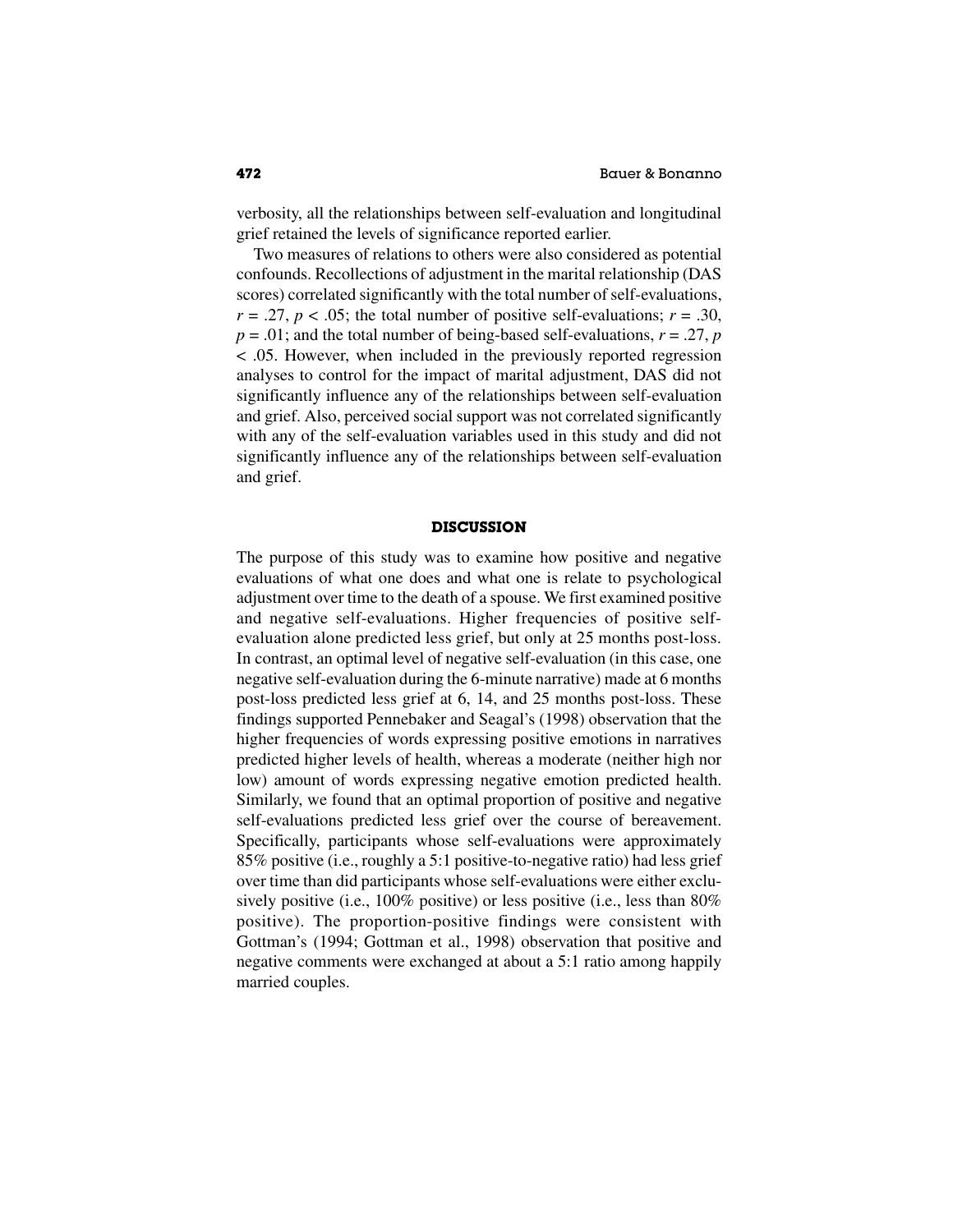verbosity, all the relationships between self-evaluation and longitudinal grief retained the levels of significance reported earlier.

Two measures of relations to others were also considered as potential confounds. Recollections of adjustment in the marital relationship (DAS scores) correlated significantly with the total number of self-evaluations, $r = .27$, $p < .05$; the total number of positive self-evaluations; $r = .30$, $p = .01$; and the total number of being-based self-evaluations, $r = .27$, $p < .05$. However, when included in the previously reported regression analyses to control for the impact of marital adjustment, DAS did not significantly influence any of the relationships between self-evaluation and grief. Also, perceived social support was not correlated significantly with any of the self-evaluation variables used in this study and did not significantly influence any of the relationships between self-evaluation and grief.

## DISCUSSION

The purpose of this study was to examine how positive and negative evaluations of what one does and what one is relate to psychological adjustment over time to the death of a spouse. We first examined positive and negative self-evaluations. Higher frequencies of positive self-evaluation alone predicted less grief, but only at 25 months post-loss. In contrast, an optimal level of negative self-evaluation (in this case, one negative self-evaluation during the 6-minute narrative) made at 6 months post-loss predicted less grief at 6, 14, and 25 months post-loss. These findings supported Pennebaker and Seagal's (1998) observation that the higher frequencies of words expressing positive emotions in narratives predicted higher levels of health, whereas a moderate (neither high nor low) amount of words expressing negative emotion predicted health. Similarly, we found that an optimal proportion of positive and negative self-evaluations predicted less grief over the course of bereavement. Specifically, participants whose self-evaluations were approximately 85% positive (i.e., roughly a 5:1 positive-to-negative ratio) had less grief over time than did participants whose self-evaluations were either exclusively positive (i.e., 100% positive) or less positive (i.e., less than 80% positive). The proportion-positive findings were consistent with Gottman's (1994; Gottman et al., 1998) observation that positive and negative comments were exchanged at about a 5:1 ratio among happily married couples.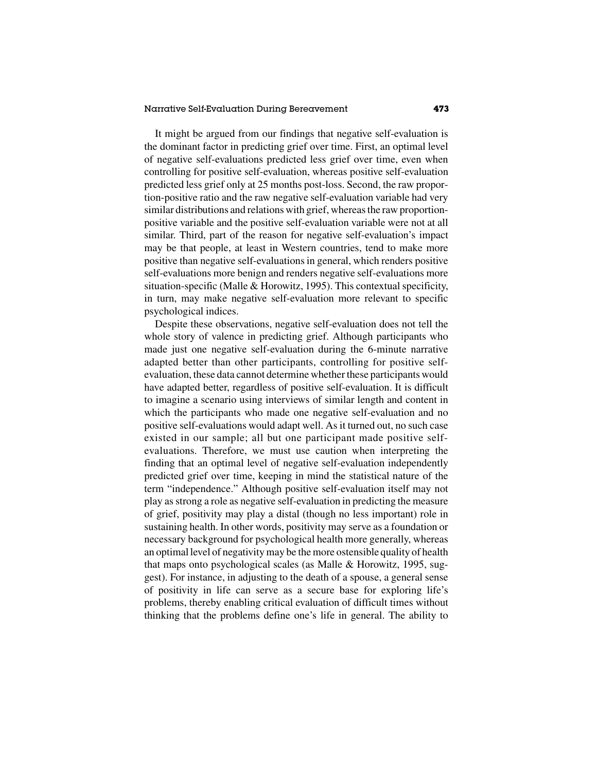It might be argued from our findings that negative self-evaluation is the dominant factor in predicting grief over time. First, an optimal level of negative self-evaluations predicted less grief over time, even when controlling for positive self-evaluation, whereas positive self-evaluation predicted less grief only at 25 months post-loss. Second, the raw proportion-positive ratio and the raw negative self-evaluation variable had very similar distributions and relations with grief, whereas the raw proportion-positive variable and the positive self-evaluation variable were not at all similar. Third, part of the reason for negative self-evaluation's impact may be that people, at least in Western countries, tend to make more positive than negative self-evaluations in general, which renders positive self-evaluations more benign and renders negative self-evaluations more situation-specific (Malle & Horowitz, 1995). This contextual specificity, in turn, may make negative self-evaluation more relevant to specific psychological indices.

Despite these observations, negative self-evaluation does not tell the whole story of valence in predicting grief. Although participants who made just one negative self-evaluation during the 6-minute narrative adapted better than other participants, controlling for positive self-evaluation, these data cannot determine whether these participants would have adapted better, regardless of positive self-evaluation. It is difficult to imagine a scenario using interviews of similar length and content in which the participants who made one negative self-evaluation and no positive self-evaluations would adapt well. As it turned out, no such case existed in our sample; all but one participant made positive self-evaluations. Therefore, we must use caution when interpreting the finding that an optimal level of negative self-evaluation independently predicted grief over time, keeping in mind the statistical nature of the term "independence." Although positive self-evaluation itself may not play as strong a role as negative self-evaluation in predicting the measure of grief, positivity may play a distal (though no less important) role in sustaining health. In other words, positivity may serve as a foundation or necessary background for psychological health more generally, whereas an optimal level of negativity may be the more ostensible quality of health that maps onto psychological scales (as Malle & Horowitz, 1995, suggest). For instance, in adjusting to the death of a spouse, a general sense of positivity in life can serve as a secure base for exploring life's problems, thereby enabling critical evaluation of difficult times without thinking that the problems define one's life in general. The ability to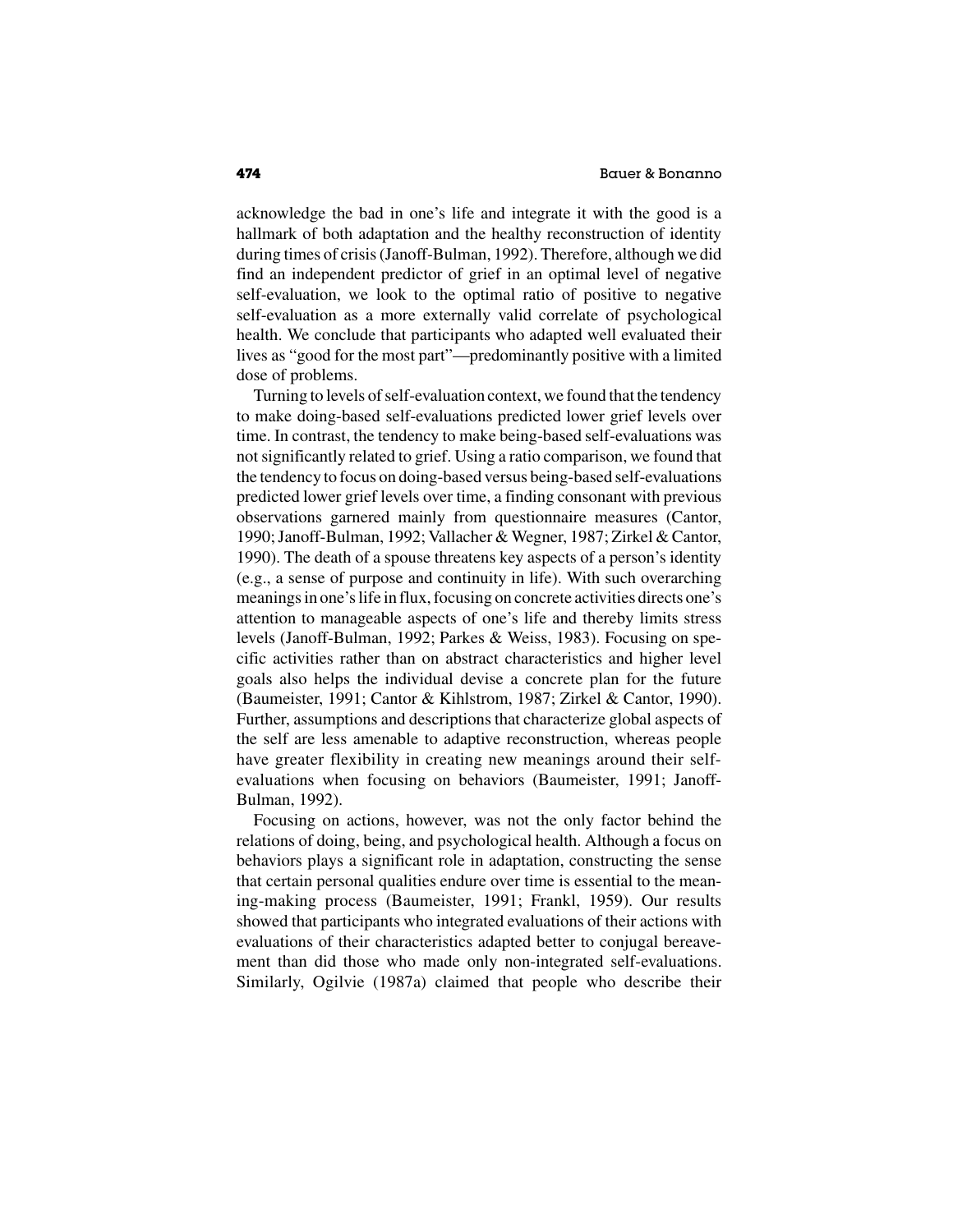acknowledge the bad in one's life and integrate it with the good is a hallmark of both adaptation and the healthy reconstruction of identity during times of crisis (Janoff-Bulman, 1992). Therefore, although we did find an independent predictor of grief in an optimal level of negative self-evaluation, we look to the optimal ratio of positive to negative self-evaluation as a more externally valid correlate of psychological health. We conclude that participants who adapted well evaluated their lives as "good for the most part"—predominantly positive with a limited dose of problems.

Turning to levels of self-evaluation context, we found that the tendency to make doing-based self-evaluations predicted lower grief levels over time. In contrast, the tendency to make being-based self-evaluations was not significantly related to grief. Using a ratio comparison, we found that the tendency to focus on doing-based versus being-based self-evaluations predicted lower grief levels over time, a finding consonant with previous observations garnered mainly from questionnaire measures (Cantor, 1990; Janoff-Bulman, 1992; Vallacher & Wegner, 1987; Zirkel & Cantor, 1990). The death of a spouse threatens key aspects of a person's identity (e.g., a sense of purpose and continuity in life). With such overarching meanings in one's life in flux, focusing on concrete activities directs one's attention to manageable aspects of one's life and thereby limits stress levels (Janoff-Bulman, 1992; Parkes & Weiss, 1983). Focusing on specific activities rather than on abstract characteristics and higher level goals also helps the individual devise a concrete plan for the future (Baumeister, 1991; Cantor & Kihlstrom, 1987; Zirkel & Cantor, 1990). Further, assumptions and descriptions that characterize global aspects of the self are less amenable to adaptive reconstruction, whereas people have greater flexibility in creating new meanings around their self-evaluations when focusing on behaviors (Baumeister, 1991; Janoff-Bulman, 1992).

Focusing on actions, however, was not the only factor behind the relations of doing, being, and psychological health. Although a focus on behaviors plays a significant role in adaptation, constructing the sense that certain personal qualities endure over time is essential to the meaning-making process (Baumeister, 1991; Frankl, 1959). Our results showed that participants who integrated evaluations of their actions with evaluations of their characteristics adapted better to conjugal bereavement than did those who made only non-integrated self-evaluations. Similarly, Ogilvie (1987a) claimed that people who describe their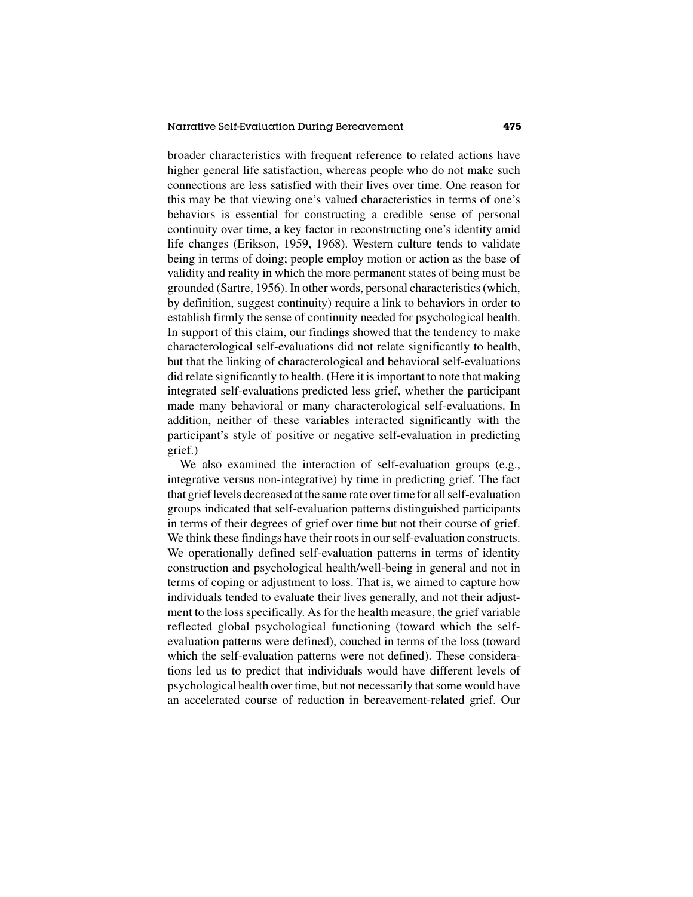broader characteristics with frequent reference to related actions have higher general life satisfaction, whereas people who do not make such connections are less satisfied with their lives over time. One reason for this may be that viewing one's valued characteristics in terms of one's behaviors is essential for constructing a credible sense of personal continuity over time, a key factor in reconstructing one's identity amid life changes (Erikson, 1959, 1968). Western culture tends to validate being in terms of doing; people employ motion or action as the base of validity and reality in which the more permanent states of being must be grounded (Sartre, 1956). In other words, personal characteristics (which, by definition, suggest continuity) require a link to behaviors in order to establish firmly the sense of continuity needed for psychological health. In support of this claim, our findings showed that the tendency to make characterological self-evaluations did not relate significantly to health, but that the linking of characterological and behavioral self-evaluations did relate significantly to health. (Here it is important to note that making integrated self-evaluations predicted less grief, whether the participant made many behavioral or many characterological self-evaluations. In addition, neither of these variables interacted significantly with the participant's style of positive or negative self-evaluation in predicting grief.)

We also examined the interaction of self-evaluation groups (e.g., integrative versus non-integrative) by time in predicting grief. The fact that grief levels decreased at the same rate over time for all self-evaluation groups indicated that self-evaluation patterns distinguished participants in terms of their degrees of grief over time but not their course of grief. We think these findings have their roots in our self-evaluation constructs. We operationally defined self-evaluation patterns in terms of identity construction and psychological health/well-being in general and not in terms of coping or adjustment to loss. That is, we aimed to capture how individuals tended to evaluate their lives generally, and not their adjustment to the loss specifically. As for the health measure, the grief variable reflected global psychological functioning (toward which the self-evaluation patterns were defined), couched in terms of the loss (toward which the self-evaluation patterns were not defined). These considerations led us to predict that individuals would have different levels of psychological health over time, but not necessarily that some would have an accelerated course of reduction in bereavement-related grief. Our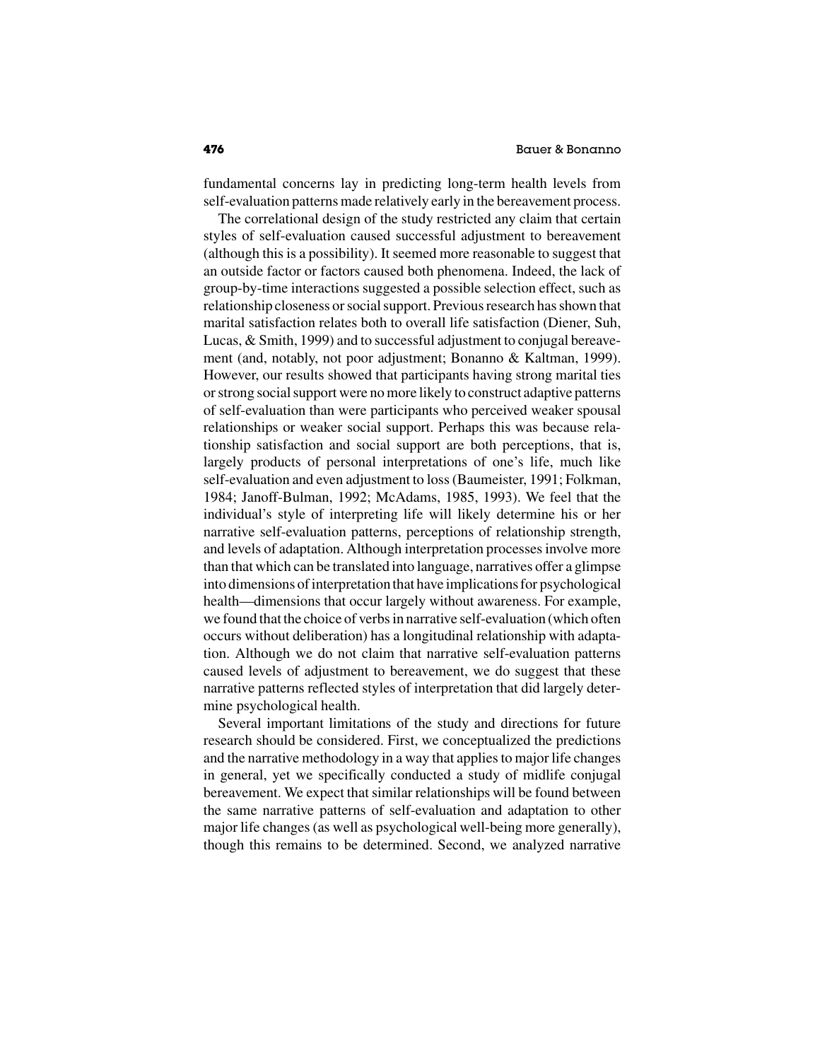fundamental concerns lay in predicting long-term health levels from self-evaluation patterns made relatively early in the bereavement process.

The correlational design of the study restricted any claim that certain styles of self-evaluation caused successful adjustment to bereavement (although this is a possibility). It seemed more reasonable to suggest that an outside factor or factors caused both phenomena. Indeed, the lack of group-by-time interactions suggested a possible selection effect, such as relationship closeness or social support. Previous research has shown that marital satisfaction relates both to overall life satisfaction (Diener, Suh, Lucas, & Smith, 1999) and to successful adjustment to conjugal bereavement (and, notably, not poor adjustment; Bonanno & Kaltman, 1999). However, our results showed that participants having strong marital ties or strong social support were no more likely to construct adaptive patterns of self-evaluation than were participants who perceived weaker spousal relationships or weaker social support. Perhaps this was because relationship satisfaction and social support are both perceptions, that is, largely products of personal interpretations of one's life, much like self-evaluation and even adjustment to loss (Baumeister, 1991; Folkman, 1984; Janoff-Bulman, 1992; McAdams, 1985, 1993). We feel that the individual's style of interpreting life will likely determine his or her narrative self-evaluation patterns, perceptions of relationship strength, and levels of adaptation. Although interpretation processes involve more than that which can be translated into language, narratives offer a glimpse into dimensions of interpretation that have implications for psychological health—dimensions that occur largely without awareness. For example, we found that the choice of verbs in narrative self-evaluation (which often occurs without deliberation) has a longitudinal relationship with adaptation. Although we do not claim that narrative self-evaluation patterns caused levels of adjustment to bereavement, we do suggest that these narrative patterns reflected styles of interpretation that did largely determine psychological health.

Several important limitations of the study and directions for future research should be considered. First, we conceptualized the predictions and the narrative methodology in a way that applies to major life changes in general, yet we specifically conducted a study of midlife conjugal bereavement. We expect that similar relationships will be found between the same narrative patterns of self-evaluation and adaptation to other major life changes (as well as psychological well-being more generally), though this remains to be determined. Second, we analyzed narrative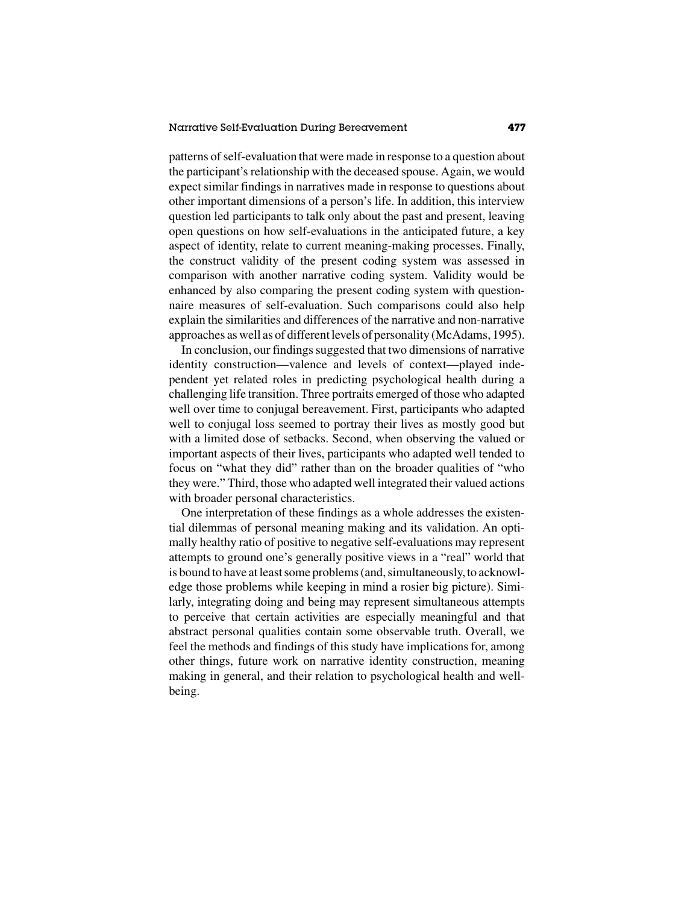patterns of self-evaluation that were made in response to a question about the participant's relationship with the deceased spouse. Again, we would expect similar findings in narratives made in response to questions about other important dimensions of a person's life. In addition, this interview question led participants to talk only about the past and present, leaving open questions on how self-evaluations in the anticipated future, a key aspect of identity, relate to current meaning-making processes. Finally, the construct validity of the present coding system was assessed in comparison with another narrative coding system. Validity would be enhanced by also comparing the present coding system with questionnaire measures of self-evaluation. Such comparisons could also help explain the similarities and differences of the narrative and non-narrative approaches as well as of different levels of personality (McAdams, 1995).

In conclusion, our findings suggested that two dimensions of narrative identity construction—valence and levels of context—played independent yet related roles in predicting psychological health during a challenging life transition. Three portraits emerged of those who adapted well over time to conjugal bereavement. First, participants who adapted well to conjugal loss seemed to portray their lives as mostly good but with a limited dose of setbacks. Second, when observing the valued or important aspects of their lives, participants who adapted well tended to focus on "what they did" rather than on the broader qualities of "who they were." Third, those who adapted well integrated their valued actions with broader personal characteristics.

One interpretation of these findings as a whole addresses the existential dilemmas of personal meaning making and its validation. An optimally healthy ratio of positive to negative self-evaluations may represent attempts to ground one's generally positive views in a "real" world that is bound to have at least some problems (and, simultaneously, to acknowledge those problems while keeping in mind a rosier big picture). Similarly, integrating doing and being may represent simultaneous attempts to perceive that certain activities are especially meaningful and that abstract personal qualities contain some observable truth. Overall, we feel the methods and findings of this study have implications for, among other things, future work on narrative identity construction, meaning making in general, and their relation to psychological health and well-being.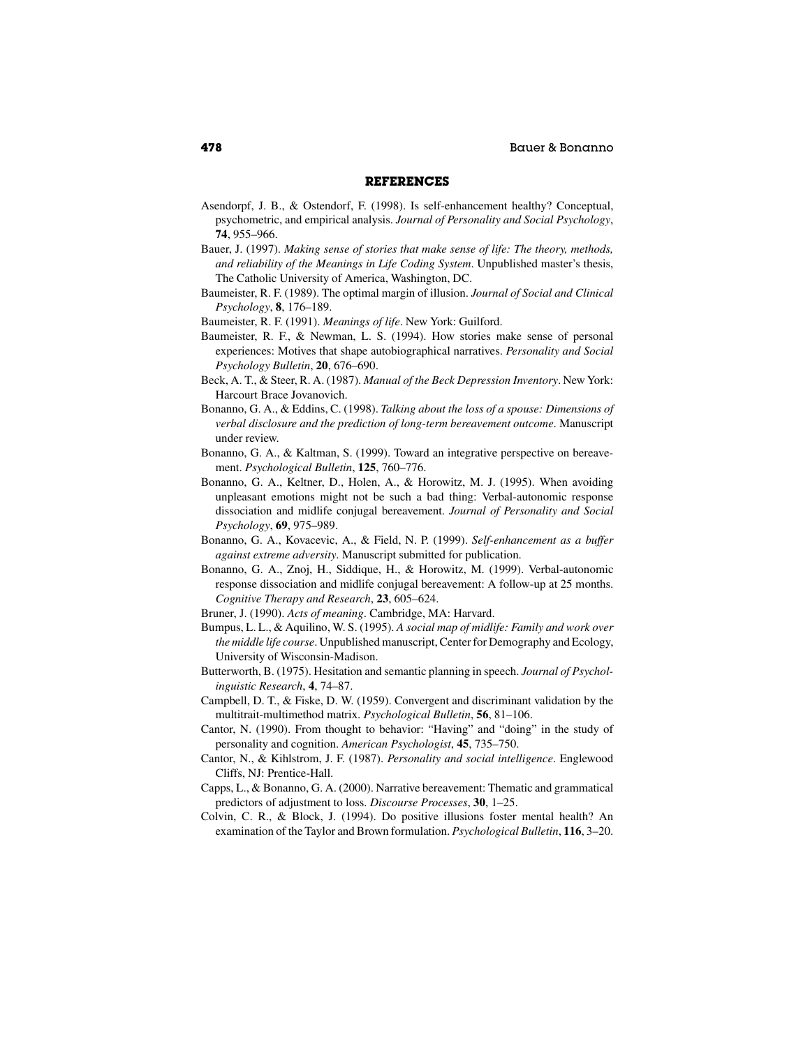## REFERENCES

Asendorpf, J. B., & Ostendorf, F. (1998). Is self-enhancement healthy? Conceptual, psychometric, and empirical analysis. *Journal of Personality and Social Psychology*, **74**, 955–966.

Bauer, J. (1997). *Making sense of stories that make sense of life: The theory, methods, and reliability of the Meanings in Life Coding System*. Unpublished master's thesis, The Catholic University of America, Washington, DC.

Baumeister, R. F. (1989). The optimal margin of illusion. *Journal of Social and Clinical Psychology*, **8**, 176–189.

Baumeister, R. F. (1991). *Meanings of life*. New York: Guilford.

Baumeister, R. F., & Newman, L. S. (1994). How stories make sense of personal experiences: Motives that shape autobiographical narratives. *Personality and Social Psychology Bulletin*, **20**, 676–690.

Beck, A. T., & Steer, R. A. (1987). *Manual of the Beck Depression Inventory*. New York: Harcourt Brace Jovanovich.

Bonanno, G. A., & Eddins, C. (1998). *Talking about the loss of a spouse: Dimensions of verbal disclosure and the prediction of long-term bereavement outcome*. Manuscript under review.

Bonanno, G. A., & Kaltman, S. (1999). Toward an integrative perspective on bereavement. *Psychological Bulletin*, **125**, 760–776.

Bonanno, G. A., Keltner, D., Holen, A., & Horowitz, M. J. (1995). When avoiding unpleasant emotions might not be such a bad thing: Verbal-autonomic response dissociation and midlife conjugal bereavement. *Journal of Personality and Social Psychology*, **69**, 975–989.

Bonanno, G. A., Kovacevic, A., & Field, N. P. (1999). *Self-enhancement as a buffer against extreme adversity*. Manuscript submitted for publication.

Bonanno, G. A., Znoj, H., Siddique, H., & Horowitz, M. (1999). Verbal-autonomic response dissociation and midlife conjugal bereavement: A follow-up at 25 months. *Cognitive Therapy and Research*, **23**, 605–624.

Bruner, J. (1990). *Acts of meaning*. Cambridge, MA: Harvard.

Bumpus, L. L., & Aquilino, W. S. (1995). *A social map of midlife: Family and work over the middle life course*. Unpublished manuscript, Center for Demography and Ecology, University of Wisconsin-Madison.

Butterworth, B. (1975). Hesitation and semantic planning in speech. *Journal of Psycholinguistic Research*, **4**, 74–87.

Campbell, D. T., & Fiske, D. W. (1959). Convergent and discriminant validation by the multitrait-multimethod matrix. *Psychological Bulletin*, **56**, 81–106.

Cantor, N. (1990). From thought to behavior: "Having" and "doing" in the study of personality and cognition. *American Psychologist*, **45**, 735–750.

Cantor, N., & Kihlstrom, J. F. (1987). *Personality and social intelligence*. Englewood Cliffs, NJ: Prentice-Hall.

Capps, L., & Bonanno, G. A. (2000). Narrative bereavement: Thematic and grammatical predictors of adjustment to loss. *Discourse Processes*, **30**, 1–25.

Colvin, C. R., & Block, J. (1994). Do positive illusions foster mental health? An examination of the Taylor and Brown formulation. *Psychological Bulletin*, **116**, 3–20.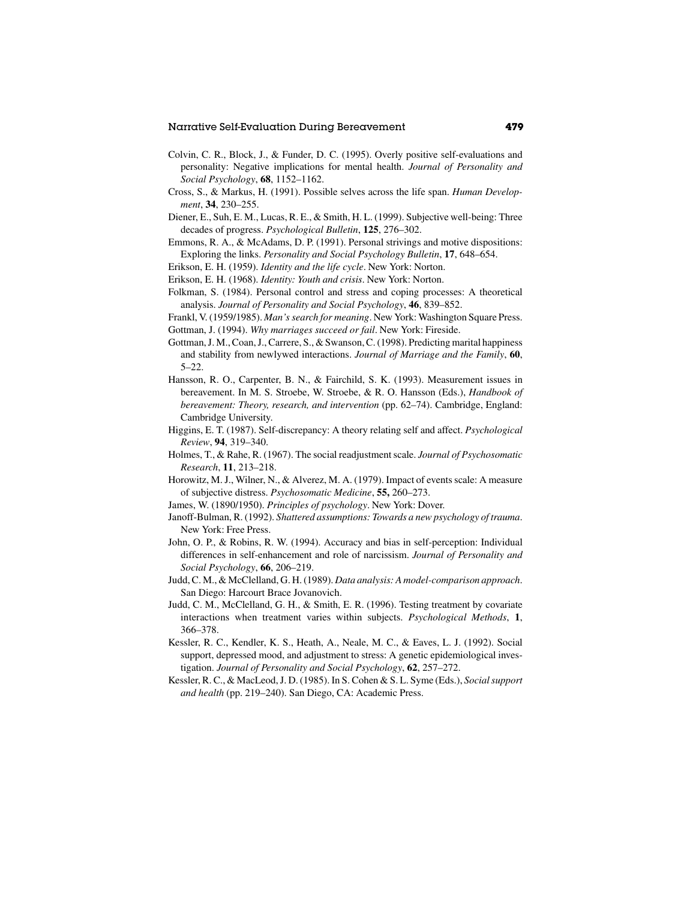Colvin, C. R., Block, J., & Funder, D. C. (1995). Overly positive self-evaluations and personality: Negative implications for mental health. *Journal of Personality and Social Psychology*, **68**, 1152–1162.

Cross, S., & Markus, H. (1991). Possible selves across the life span. *Human Development*, **34**, 230–255.

Diener, E., Suh, E. M., Lucas, R. E., & Smith, H. L. (1999). Subjective well-being: Three decades of progress. *Psychological Bulletin*, **125**, 276–302.

Emmons, R. A., & McAdams, D. P. (1991). Personal strivings and motive dispositions: Exploring the links. *Personality and Social Psychology Bulletin*, **17**, 648–654.

Erikson, E. H. (1959). *Identity and the life cycle*. New York: Norton.

Erikson, E. H. (1968). *Identity: Youth and crisis*. New York: Norton.

Folkman, S. (1984). Personal control and stress and coping processes: A theoretical analysis. *Journal of Personality and Social Psychology*, **46**, 839–852.

Frankl, V. (1959/1985). *Man's search for meaning*. New York: Washington Square Press.

Gottman, J. (1994). *Why marriages succeed or fail*. New York: Fireside.

Gottman, J. M., Coan, J., Carrere, S., & Swanson, C. (1998). Predicting marital happiness and stability from newlywed interactions. *Journal of Marriage and the Family*, **60**, 5–22.

Hansson, R. O., Carpenter, B. N., & Fairchild, S. K. (1993). Measurement issues in bereavement. In M. S. Stroebe, W. Stroebe, & R. O. Hansson (Eds.), *Handbook of bereavement: Theory, research, and intervention* (pp. 62–74). Cambridge, England: Cambridge University.

Higgins, E. T. (1987). Self-discrepancy: A theory relating self and affect. *Psychological Review*, **94**, 319–340.

Holmes, T., & Rahe, R. (1967). The social readjustment scale. *Journal of Psychosomatic Research*, **11**, 213–218.

Horowitz, M. J., Wilner, N., & Alverez, M. A. (1979). Impact of events scale: A measure of subjective distress. *Psychosomatic Medicine*, **55,** 260–273.

James, W. (1890/1950). *Principles of psychology*. New York: Dover.

Janoff-Bulman, R. (1992). *Shattered assumptions: Towards a new psychology of trauma*. New York: Free Press.

John, O. P., & Robins, R. W. (1994). Accuracy and bias in self-perception: Individual differences in self-enhancement and role of narcissism. *Journal of Personality and Social Psychology*, **66**, 206–219.

Judd, C. M., & McClelland, G. H. (1989). *Data analysis: A model-comparison approach*. San Diego: Harcourt Brace Jovanovich.

Judd, C. M., McClelland, G. H., & Smith, E. R. (1996). Testing treatment by covariate interactions when treatment varies within subjects. *Psychological Methods*, **1**, 366–378.

Kessler, R. C., Kendler, K. S., Heath, A., Neale, M. C., & Eaves, L. J. (1992). Social support, depressed mood, and adjustment to stress: A genetic epidemiological investigation. *Journal of Personality and Social Psychology*, **62**, 257–272.

Kessler, R. C., & MacLeod, J. D. (1985). In S. Cohen & S. L. Syme (Eds.), *Social support and health* (pp. 219–240). San Diego, CA: Academic Press.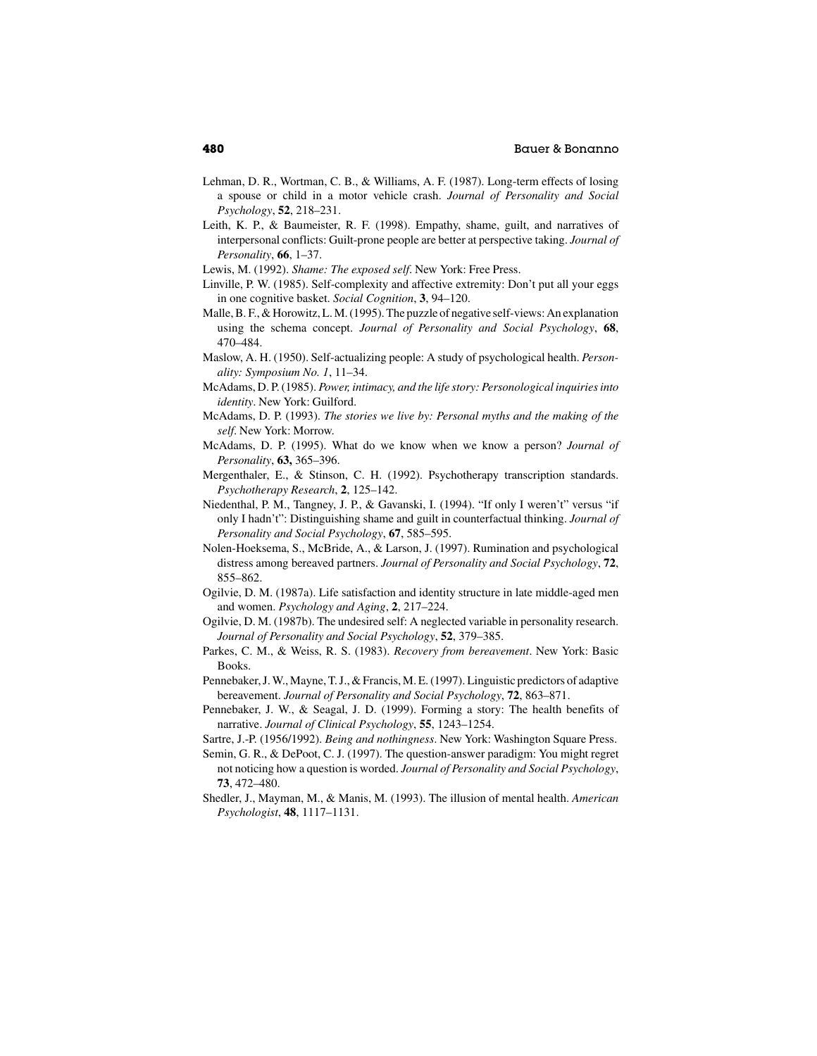Lehman, D. R., Wortman, C. B., & Williams, A. F. (1987). Long-term effects of losing a spouse or child in a motor vehicle crash. *Journal of Personality and Social Psychology*, **52**, 218–231.

Leith, K. P., & Baumeister, R. F. (1998). Empathy, shame, guilt, and narratives of interpersonal conflicts: Guilt-prone people are better at perspective taking. *Journal of Personality*, **66**, 1–37.

Lewis, M. (1992). *Shame: The exposed self*. New York: Free Press.

Linville, P. W. (1985). Self-complexity and affective extremity: Don't put all your eggs in one cognitive basket. *Social Cognition*, **3**, 94–120.

Malle, B. F., & Horowitz, L. M. (1995). The puzzle of negative self-views: An explanation using the schema concept. *Journal of Personality and Social Psychology*, **68**, 470–484.

Maslow, A. H. (1950). Self-actualizing people: A study of psychological health. *Personality: Symposium No. 1*, 11–34.

McAdams, D. P. (1985). *Power, intimacy, and the life story: Personological inquiries into identity*. New York: Guilford.

McAdams, D. P. (1993). *The stories we live by: Personal myths and the making of the self*. New York: Morrow.

McAdams, D. P. (1995). What do we know when we know a person? *Journal of Personality*, **63,** 365–396.

Mergenthaler, E., & Stinson, C. H. (1992). Psychotherapy transcription standards. *Psychotherapy Research*, **2**, 125–142.

Niedenthal, P. M., Tangney, J. P., & Gavanski, I. (1994). "If only I weren't" versus "if only I hadn't": Distinguishing shame and guilt in counterfactual thinking. *Journal of Personality and Social Psychology*, **67**, 585–595.

Nolen-Hoeksema, S., McBride, A., & Larson, J. (1997). Rumination and psychological distress among bereaved partners. *Journal of Personality and Social Psychology*, **72**, 855–862.

Ogilvie, D. M. (1987a). Life satisfaction and identity structure in late middle-aged men and women. *Psychology and Aging*, **2**, 217–224.

Ogilvie, D. M. (1987b). The undesired self: A neglected variable in personality research. *Journal of Personality and Social Psychology*, **52**, 379–385.

Parkes, C. M., & Weiss, R. S. (1983). *Recovery from bereavement*. New York: Basic Books.

Pennebaker, J. W., Mayne, T. J., & Francis, M. E. (1997). Linguistic predictors of adaptive bereavement. *Journal of Personality and Social Psychology*, **72**, 863–871.

Pennebaker, J. W., & Seagal, J. D. (1999). Forming a story: The health benefits of narrative. *Journal of Clinical Psychology*, **55**, 1243–1254.

Sartre, J.-P. (1956/1992). *Being and nothingness*. New York: Washington Square Press.

Semin, G. R., & DePoot, C. J. (1997). The question-answer paradigm: You might regret not noticing how a question is worded. *Journal of Personality and Social Psychology*, **73**, 472–480.

Shedler, J., Mayman, M., & Manis, M. (1993). The illusion of mental health. *American Psychologist*, **48**, 1117–1131.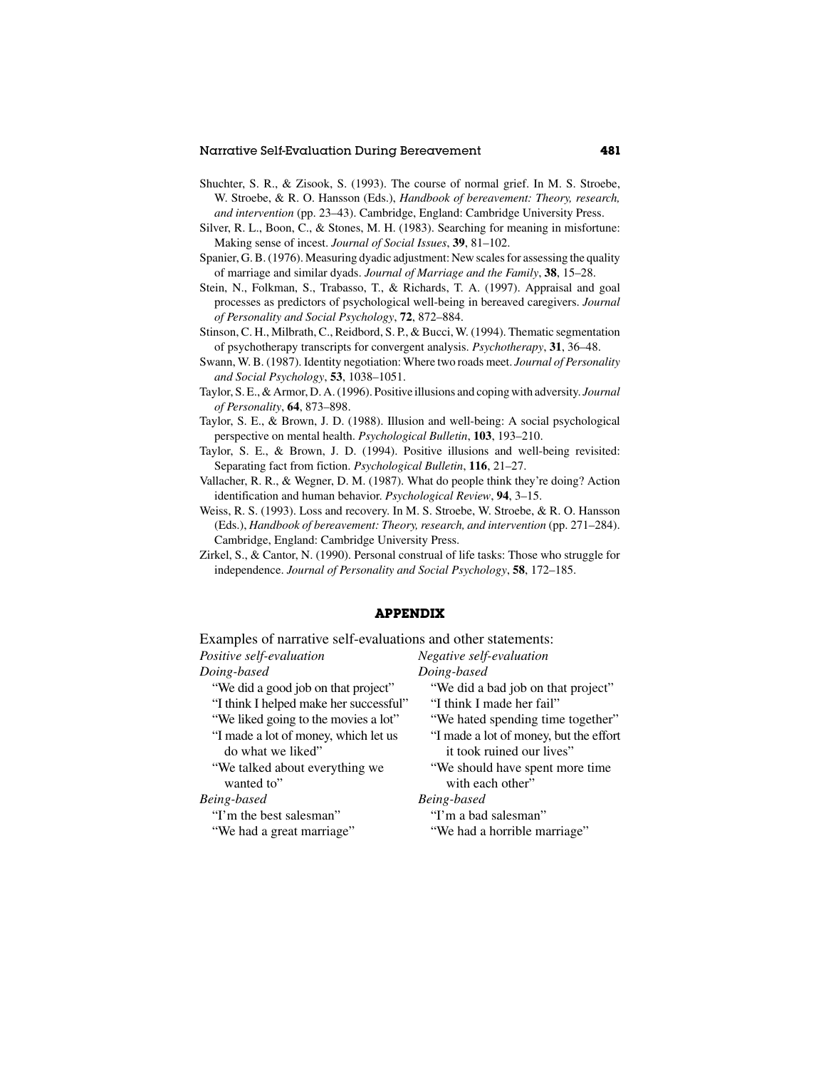Shuchter, S. R., & Zisook, S. (1993). The course of normal grief. In M. S. Stroebe, W. Stroebe, & R. O. Hansson (Eds.), *Handbook of bereavement: Theory, research, and intervention* (pp. 23–43). Cambridge, England: Cambridge University Press.

Silver, R. L., Boon, C., & Stones, M. H. (1983). Searching for meaning in misfortune: Making sense of incest. *Journal of Social Issues*, **39**, 81–102.

Spanier, G. B. (1976). Measuring dyadic adjustment: New scales for assessing the quality of marriage and similar dyads. *Journal of Marriage and the Family*, **38**, 15–28.

Stein, N., Folkman, S., Trabasso, T., & Richards, T. A. (1997). Appraisal and goal processes as predictors of psychological well-being in bereaved caregivers. *Journal of Personality and Social Psychology*, **72**, 872–884.

Stinson, C. H., Milbrath, C., Reidbord, S. P., & Bucci, W. (1994). Thematic segmentation of psychotherapy transcripts for convergent analysis. *Psychotherapy*, **31**, 36–48.

Swann, W. B. (1987). Identity negotiation: Where two roads meet. *Journal of Personality and Social Psychology*, **53**, 1038–1051.

Taylor, S. E., & Armor, D. A. (1996). Positive illusions and coping with adversity. *Journal of Personality*, **64**, 873–898.

Taylor, S. E., & Brown, J. D. (1988). Illusion and well-being: A social psychological perspective on mental health. *Psychological Bulletin*, **103**, 193–210.

Taylor, S. E., & Brown, J. D. (1994). Positive illusions and well-being revisited: Separating fact from fiction. *Psychological Bulletin*, **116**, 21–27.

Vallacher, R. R., & Wegner, D. M. (1987). What do people think they're doing? Action identification and human behavior. *Psychological Review*, **94**, 3–15.

Weiss, R. S. (1993). Loss and recovery. In M. S. Stroebe, W. Stroebe, & R. O. Hansson (Eds.), *Handbook of bereavement: Theory, research, and intervention* (pp. 271–284). Cambridge, England: Cambridge University Press.

Zirkel, S., & Cantor, N. (1990). Personal construal of life tasks: Those who struggle for independence. *Journal of Personality and Social Psychology*, **58**, 172–185.

## APPENDIX

Examples of narrative self-evaluations and other statements:

| *Positive self-evaluation* | *Negative self-evaluation* |
|---|---|
| *Doing-based* | *Doing-based* |
| "We did a good job on that project" | "We did a bad job on that project" |
| "I think I helped make her successful" | "I think I made her fail" |
| "We liked going to the movies a lot" | "We hated spending time together" |
| "I made a lot of money, which let us do what we liked" | "I made a lot of money, but the effort it took ruined our lives" |
| "We talked about everything we wanted to" | "We should have spent more time with each other" |
| *Being-based* | *Being-based* |
| "I'm the best salesman" | "I'm a bad salesman" |
| "We had a great marriage" | "We had a horrible marriage" |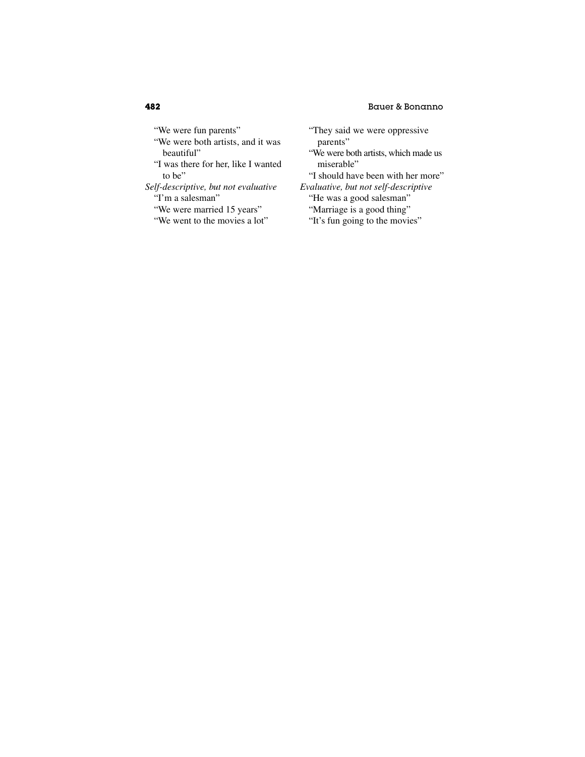"We were fun parents"

"We were both artists, and it was beautiful"

"I was there for her, like I wanted to be"

*Self-descriptive, but not evaluative*

"I'm a salesman"

"We were married 15 years"

"We went to the movies a lot"

"They said we were oppressive parents"

"We were both artists, which made us miserable"

"I should have been with her more"

*Evaluative, but not self-descriptive*

"He was a good salesman"

"Marriage is a good thing"

"It's fun going to the movies"